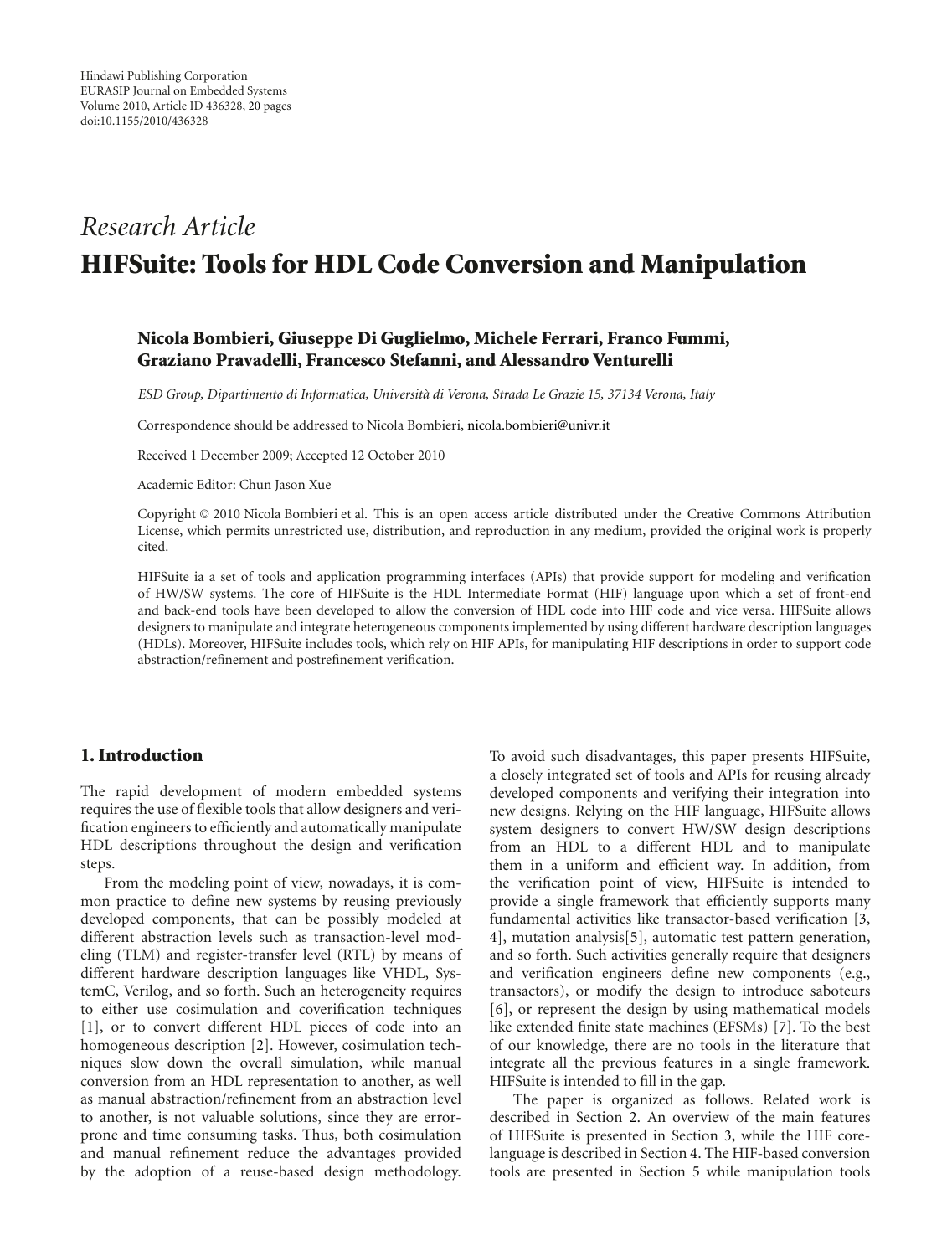Hindawi Publishing Corporation
EURASIP Journal on Embedded Systems
Volume 2010, Article ID 436328, 20 pages
doi:10.1155/2010/436328

*Research Article*

# HIFSuite: Tools for HDL Code Conversion and Manipulation

**Nicola Bombieri, Giuseppe Di Guglielmo, Michele Ferrari, Franco Fummi, Graziano Pravadelli, Francesco Stefanni, and Alessandro Venturelli**

*ESD Group, Dipartimento di Informatica, Università di Verona, Strada Le Grazie 15, 37134 Verona, Italy*

Correspondence should be addressed to Nicola Bombieri, nicola.bombieri@univr.it

Received 1 December 2009; Accepted 12 October 2010

Academic Editor: Chun Jason Xue

Copyright © 2010 Nicola Bombieri et al. This is an open access article distributed under the Creative Commons Attribution License, which permits unrestricted use, distribution, and reproduction in any medium, provided the original work is properly cited.

HIFSuite ia a set of tools and application programming interfaces (APIs) that provide support for modeling and verification of HW/SW systems. The core of HIFSuite is the HDL Intermediate Format (HIF) language upon which a set of front-end and back-end tools have been developed to allow the conversion of HDL code into HIF code and vice versa. HIFSuite allows designers to manipulate and integrate heterogeneous components implemented by using different hardware description languages (HDLs). Moreover, HIFSuite includes tools, which rely on HIF APIs, for manipulating HIF descriptions in order to support code abstraction/refinement and postrefinement verification.

## 1. Introduction

The rapid development of modern embedded systems requires the use of flexible tools that allow designers and verification engineers to efficiently and automatically manipulate HDL descriptions throughout the design and verification steps.

From the modeling point of view, nowadays, it is common practice to define new systems by reusing previously developed components, that can be possibly modeled at different abstraction levels such as transaction-level modeling (TLM) and register-transfer level (RTL) by means of different hardware description languages like VHDL, SystemC, Verilog, and so forth. Such an heterogeneity requires to either use cosimulation and coverification techniques [1], or to convert different HDL pieces of code into an homogeneous description [2]. However, cosimulation techniques slow down the overall simulation, while manual conversion from an HDL representation to another, as well as manual abstraction/refinement from an abstraction level to another, is not valuable solutions, since they are error-prone and time consuming tasks. Thus, both cosimulation and manual refinement reduce the advantages provided by the adoption of a reuse-based design methodology.

To avoid such disadvantages, this paper presents HIFSuite, a closely integrated set of tools and APIs for reusing already developed components and verifying their integration into new designs. Relying on the HIF language, HIFSuite allows system designers to convert HW/SW design descriptions from an HDL to a different HDL and to manipulate them in a uniform and efficient way. In addition, from the verification point of view, HIFSuite is intended to provide a single framework that efficiently supports many fundamental activities like transactor-based verification [3, 4], mutation analysis[5], automatic test pattern generation, and so forth. Such activities generally require that designers and verification engineers define new components (e.g., transactors), or modify the design to introduce saboteurs [6], or represent the design by using mathematical models like extended finite state machines (EFSMs) [7]. To the best of our knowledge, there are no tools in the literature that integrate all the previous features in a single framework. HIFSuite is intended to fill in the gap.

The paper is organized as follows. Related work is described in Section 2. An overview of the main features of HIFSuite is presented in Section 3, while the HIF core-language is described in Section 4. The HIF-based conversion tools are presented in Section 5 while manipulation tools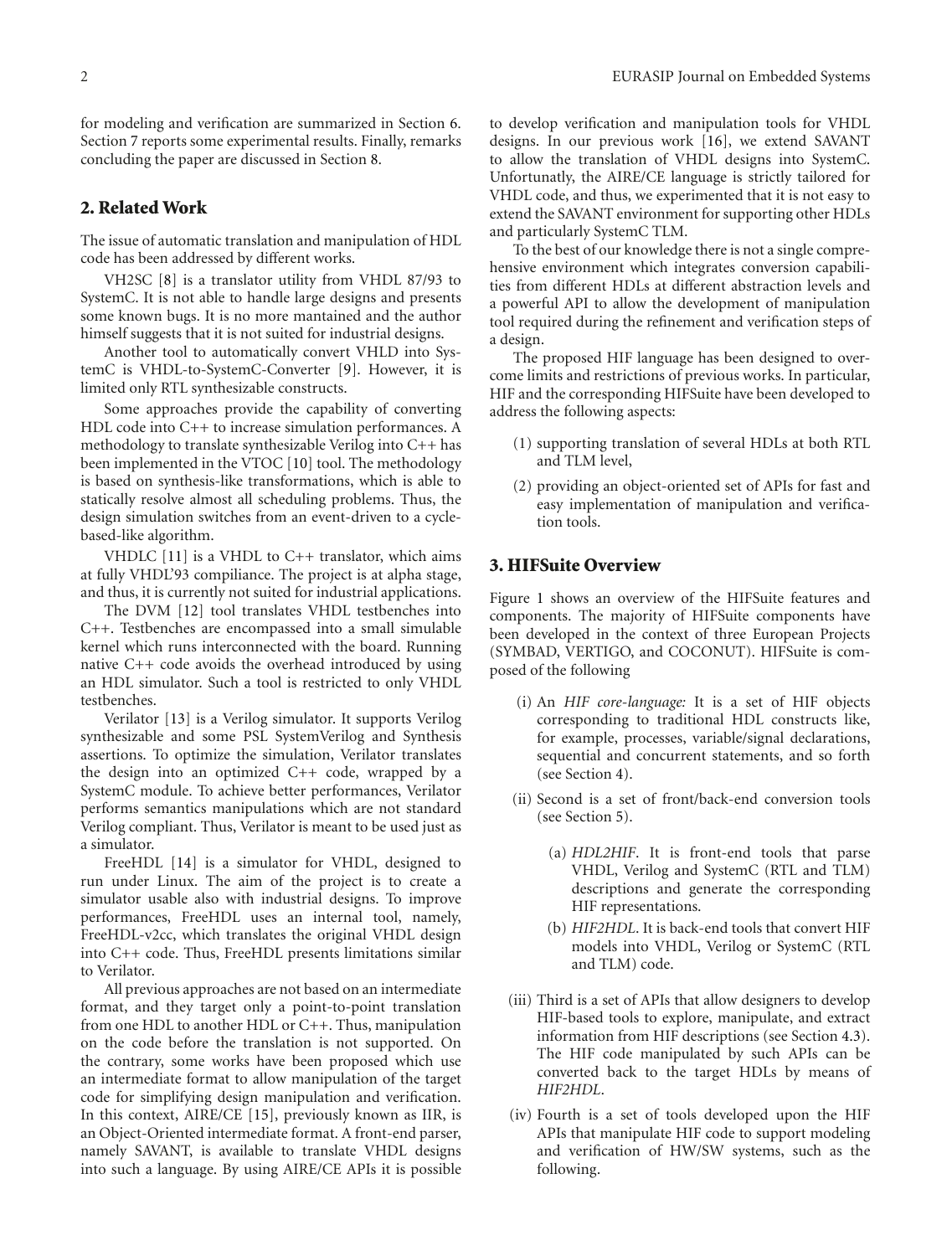for modeling and verification are summarized in Section 6. Section 7 reports some experimental results. Finally, remarks concluding the paper are discussed in Section 8.

## 2. Related Work

The issue of automatic translation and manipulation of HDL code has been addressed by different works.

VH2SC [8] is a translator utility from VHDL 87/93 to SystemC. It is not able to handle large designs and presents some known bugs. It is no more mantained and the author himself suggests that it is not suited for industrial designs.

Another tool to automatically convert VHLD into SystemC is VHDL-to-SystemC-Converter [9]. However, it is limited only RTL synthesizable constructs.

Some approaches provide the capability of converting HDL code into C++ to increase simulation performances. A methodology to translate synthesizable Verilog into C++ has been implemented in the VTOC [10] tool. The methodology is based on synthesis-like transformations, which is able to statically resolve almost all scheduling problems. Thus, the design simulation switches from an event-driven to a cycle-based-like algorithm.

VHDLC [11] is a VHDL to C++ translator, which aims at fully VHDL'93 compiliance. The project is at alpha stage, and thus, it is currently not suited for industrial applications.

The DVM [12] tool translates VHDL testbenches into C++. Testbenches are encompassed into a small simulable kernel which runs interconnected with the board. Running native C++ code avoids the overhead introduced by using an HDL simulator. Such a tool is restricted to only VHDL testbenches.

Verilator [13] is a Verilog simulator. It supports Verilog synthesizable and some PSL SystemVerilog and Synthesis assertions. To optimize the simulation, Verilator translates the design into an optimized C++ code, wrapped by a SystemC module. To achieve better performances, Verilator performs semantics manipulations which are not standard Verilog compliant. Thus, Verilator is meant to be used just as a simulator.

FreeHDL [14] is a simulator for VHDL, designed to run under Linux. The aim of the project is to create a simulator usable also with industrial designs. To improve performances, FreeHDL uses an internal tool, namely, FreeHDL-v2cc, which translates the original VHDL design into C++ code. Thus, FreeHDL presents limitations similar to Verilator.

All previous approaches are not based on an intermediate format, and they target only a point-to-point translation from one HDL to another HDL or C++. Thus, manipulation on the code before the translation is not supported. On the contrary, some works have been proposed which use an intermediate format to allow manipulation of the target code for simplifying design manipulation and verification. In this context, AIRE/CE [15], previously known as IIR, is an Object-Oriented intermediate format. A front-end parser, namely SAVANT, is available to translate VHDL designs into such a language. By using AIRE/CE APIs it is possible to develop verification and manipulation tools for VHDL designs. In our previous work [16], we extend SAVANT to allow the translation of VHDL designs into SystemC. Unfortunatly, the AIRE/CE language is strictly tailored for VHDL code, and thus, we experimented that it is not easy to extend the SAVANT environment for supporting other HDLs and particularly SystemC TLM.

To the best of our knowledge there is not a single comprehensive environment which integrates conversion capabilities from different HDLs at different abstraction levels and a powerful API to allow the development of manipulation tool required during the refinement and verification steps of a design.

The proposed HIF language has been designed to overcome limits and restrictions of previous works. In particular, HIF and the corresponding HIFSuite have been developed to address the following aspects:

(1) supporting translation of several HDLs at both RTL and TLM level,

(2) providing an object-oriented set of APIs for fast and easy implementation of manipulation and verification tools.

## 3. HIFSuite Overview

Figure 1 shows an overview of the HIFSuite features and components. The majority of HIFSuite components have been developed in the context of three European Projects (SYMBAD, VERTIGO, and COCONUT). HIFSuite is composed of the following

(i) An *HIF core-language:* It is a set of HIF objects corresponding to traditional HDL constructs like, for example, processes, variable/signal declarations, sequential and concurrent statements, and so forth (see Section 4).

(ii) Second is a set of front/back-end conversion tools (see Section 5).

- (a) *HDL2HIF*. It is front-end tools that parse VHDL, Verilog and SystemC (RTL and TLM) descriptions and generate the corresponding HIF representations.
- (b) *HIF2HDL*. It is back-end tools that convert HIF models into VHDL, Verilog or SystemC (RTL and TLM) code.

(iii) Third is a set of APIs that allow designers to develop HIF-based tools to explore, manipulate, and extract information from HIF descriptions (see Section 4.3). The HIF code manipulated by such APIs can be converted back to the target HDLs by means of *HIF2HDL*.

(iv) Fourth is a set of tools developed upon the HIF APIs that manipulate HIF code to support modeling and verification of HW/SW systems, such as the following.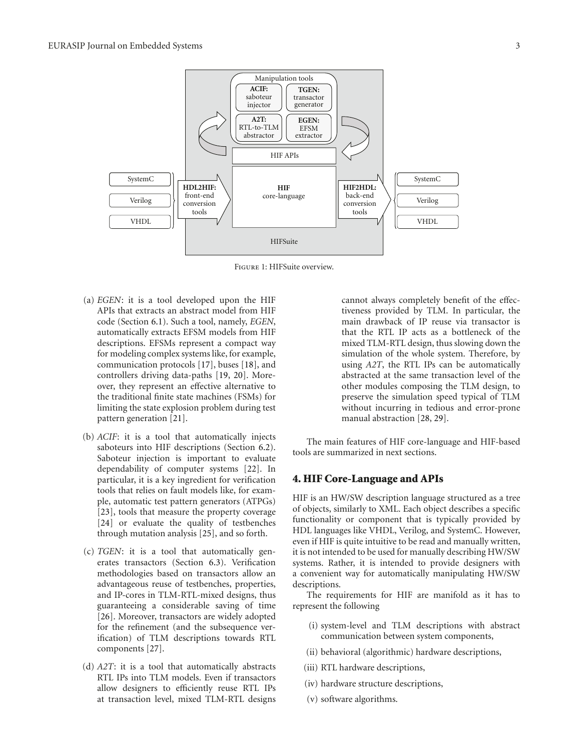Figure 1: HIFSuite overview.

(a) *EGEN*: it is a tool developed upon the HIF APIs that extracts an abstract model from HIF code (Section 6.1). Such a tool, namely, *EGEN*, automatically extracts EFSM models from HIF descriptions. EFSMs represent a compact way for modeling complex systems like, for example, communication protocols [17], buses [18], and controllers driving data-paths [19, 20]. Moreover, they represent an effective alternative to the traditional finite state machines (FSMs) for limiting the state explosion problem during test pattern generation [21].

(b) *ACIF*: it is a tool that automatically injects saboteurs into HIF descriptions (Section 6.2). Saboteur injection is important to evaluate dependability of computer systems [22]. In particular, it is a key ingredient for verification tools that relies on fault models like, for example, automatic test pattern generators (ATPGs) [23], tools that measure the property coverage [24] or evaluate the quality of testbenches through mutation analysis [25], and so forth.

(c) *TGEN*: it is a tool that automatically generates transactors (Section 6.3). Verification methodologies based on transactors allow an advantageous reuse of testbenches, properties, and IP-cores in TLM-RTL-mixed designs, thus guaranteeing a considerable saving of time [26]. Moreover, transactors are widely adopted for the refinement (and the subsequence verification) of TLM descriptions towards RTL components [27].

(d) *A2T*: it is a tool that automatically abstracts RTL IPs into TLM models. Even if transactors allow designers to efficiently reuse RTL IPs at transaction level, mixed TLM-RTL designs cannot always completely benefit of the effectiveness provided by TLM. In particular, the main drawback of IP reuse via transactor is that the RTL IP acts as a bottleneck of the mixed TLM-RTL design, thus slowing down the simulation of the whole system. Therefore, by using *A2T*, the RTL IPs can be automatically abstracted at the same transaction level of the other modules composing the TLM design, to preserve the simulation speed typical of TLM without incurring in tedious and error-prone manual abstraction [28, 29].

The main features of HIF core-language and HIF-based tools are summarized in next sections.

## 4. HIF Core-Language and APIs

HIF is an HW/SW description language structured as a tree of objects, similarly to XML. Each object describes a specific functionality or component that is typically provided by HDL languages like VHDL, Verilog, and SystemC. However, even if HIF is quite intuitive to be read and manually written, it is not intended to be used for manually describing HW/SW systems. Rather, it is intended to provide designers with a convenient way for automatically manipulating HW/SW descriptions.

The requirements for HIF are manifold as it has to represent the following

(i) system-level and TLM descriptions with abstract communication between system components,

(ii) behavioral (algorithmic) hardware descriptions,

(iii) RTL hardware descriptions,

(iv) hardware structure descriptions,

(v) software algorithms.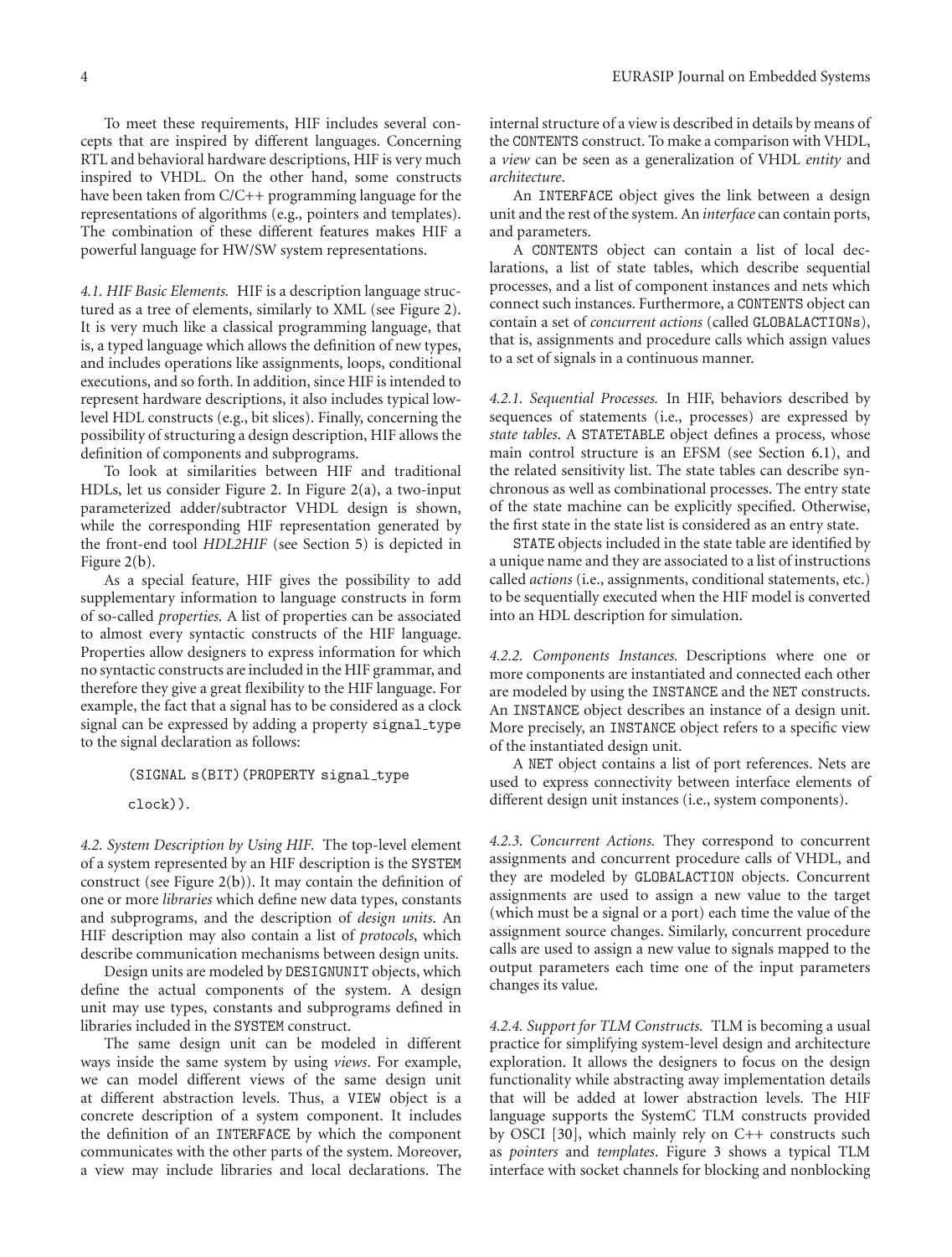To meet these requirements, HIF includes several concepts that are inspired by different languages. Concerning RTL and behavioral hardware descriptions, HIF is very much inspired to VHDL. On the other hand, some constructs have been taken from C/C++ programming language for the representations of algorithms (e.g., pointers and templates). The combination of these different features makes HIF a powerful language for HW/SW system representations.

*4.1. HIF Basic Elements.* HIF is a description language structured as a tree of elements, similarly to XML (see Figure 2). It is very much like a classical programming language, that is, a typed language which allows the definition of new types, and includes operations like assignments, loops, conditional executions, and so forth. In addition, since HIF is intended to represent hardware descriptions, it also includes typical low-level HDL constructs (e.g., bit slices). Finally, concerning the possibility of structuring a design description, HIF allows the definition of components and subprograms.

To look at similarities between HIF and traditional HDLs, let us consider Figure 2. In Figure 2(a), a two-input parameterized adder/subtractor VHDL design is shown, while the corresponding HIF representation generated by the front-end tool *HDL2HIF* (see Section 5) is depicted in Figure 2(b).

As a special feature, HIF gives the possibility to add supplementary information to language constructs in form of so-called *properties*. A list of properties can be associated to almost every syntactic constructs of the HIF language. Properties allow designers to express information for which no syntactic constructs are included in the HIF grammar, and therefore they give a great flexibility to the HIF language. For example, the fact that a signal has to be considered as a clock signal can be expressed by adding a property `signal_type` to the signal declaration as follows:

```
(SIGNAL s(BIT)(PROPERTY signal_type
clock)).
```

*4.2. System Description by Using HIF.* The top-level element of a system represented by an HIF description is the `SYSTEM` construct (see Figure 2(b)). It may contain the definition of one or more *libraries* which define new data types, constants and subprograms, and the description of *design units*. An HIF description may also contain a list of *protocols*, which describe communication mechanisms between design units.

Design units are modeled by `DESIGNUNIT` objects, which define the actual components of the system. A design unit may use types, constants and subprograms defined in libraries included in the `SYSTEM` construct.

The same design unit can be modeled in different ways inside the same system by using *views*. For example, we can model different views of the same design unit at different abstraction levels. Thus, a `VIEW` object is a concrete description of a system component. It includes the definition of an `INTERFACE` by which the component communicates with the other parts of the system. Moreover, a view may include libraries and local declarations. The internal structure of a view is described in details by means of the `CONTENTS` construct. To make a comparison with VHDL, a *view* can be seen as a generalization of VHDL *entity* and *architecture*.

An `INTERFACE` object gives the link between a design unit and the rest of the system. An *interface* can contain ports, and parameters.

A `CONTENTS` object can contain a list of local declarations, a list of state tables, which describe sequential processes, and a list of component instances and nets which connect such instances. Furthermore, a `CONTENTS` object can contain a set of *concurrent actions* (called `GLOBALACTIONs`), that is, assignments and procedure calls which assign values to a set of signals in a continuous manner.

*4.2.1. Sequential Processes.* In HIF, behaviors described by sequences of statements (i.e., processes) are expressed by *state tables*. A `STATETABLE` object defines a process, whose main control structure is an EFSM (see Section 6.1), and the related sensitivity list. The state tables can describe synchronous as well as combinational processes. The entry state of the state machine can be explicitly specified. Otherwise, the first state in the state list is considered as an entry state.

`STATE` objects included in the state table are identified by a unique name and they are associated to a list of instructions called *actions* (i.e., assignments, conditional statements, etc.) to be sequentially executed when the HIF model is converted into an HDL description for simulation.

*4.2.2. Components Instances.* Descriptions where one or more components are instantiated and connected each other are modeled by using the `INSTANCE` and the `NET` constructs. An `INSTANCE` object describes an instance of a design unit. More precisely, an `INSTANCE` object refers to a specific view of the instantiated design unit.

A `NET` object contains a list of port references. Nets are used to express connectivity between interface elements of different design unit instances (i.e., system components).

*4.2.3. Concurrent Actions.* They correspond to concurrent assignments and concurrent procedure calls of VHDL, and they are modeled by `GLOBALACTION` objects. Concurrent assignments are used to assign a new value to the target (which must be a signal or a port) each time the value of the assignment source changes. Similarly, concurrent procedure calls are used to assign a new value to signals mapped to the output parameters each time one of the input parameters changes its value.

*4.2.4. Support for TLM Constructs.* TLM is becoming a usual practice for simplifying system-level design and architecture exploration. It allows the designers to focus on the design functionality while abstracting away implementation details that will be added at lower abstraction levels. The HIF language supports the SystemC TLM constructs provided by OSCI [30], which mainly rely on C++ constructs such as *pointers* and *templates*. Figure 3 shows a typical TLM interface with socket channels for blocking and nonblocking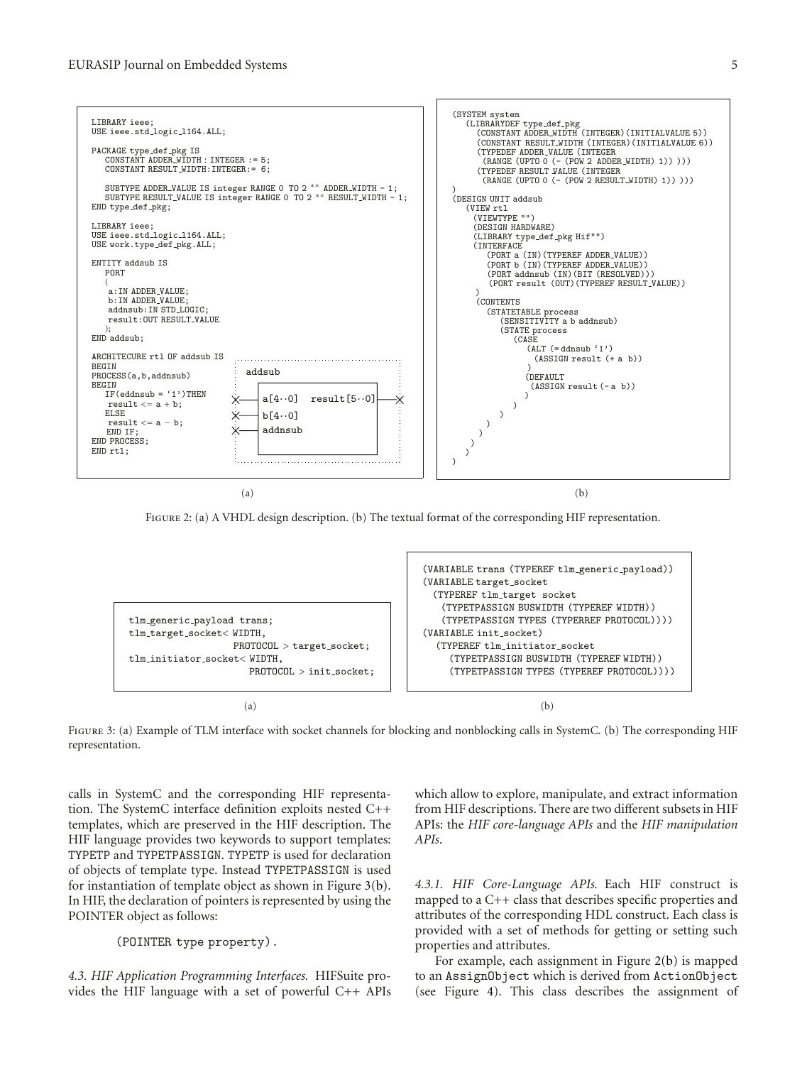```
LIBRARY ieee;
USE ieee.std_logic_1164.ALL;

PACKAGE type_def_pkg IS
   CONSTANT ADDER_WIDTH : INTEGER := 5;
   CONSTANT RESULT_WIDTH:INTEGER:= 6;

   SUBTYPE ADDER_VALUE IS integer RANGE 0 TO 2 ** ADDER_WIDTH - 1;
   SUBTYPE RESULT_VALUE IS integer RANGE 0 TO 2 ** RESULT_WIDTH - 1;
END type_def_pkg;

LIBRARY ieee;
USE ieee.std_logic_1164.ALL;
USE work.type_def_pkg.ALL;

ENTITY addsub IS
   PORT
   (
    a:IN ADDER_VALUE;
    b:IN ADDER_VALUE;
    addnsub:IN STD_LOGIC;
    result:OUT RESULT_VALUE
   );
END addsub;

ARCHITECURE rtl OF addsub IS
BEGIN
PROCESS(a,b,addnsub)
BEGIN
   IF(eddnsub = '1')THEN
    result <= a + b;
   ELSE
    result <= a - b;
   END IF;
END PROCESS;
END rtl;
```

addsub: a[4··0], b[4··0], addnsub → result[5··0]

(a)

```
(SYSTEM system
   (LIBRARYDEF type_def_pkg
      (CONSTANT ADDER_WIDTH (INTEGER)(INITIALVALUE 5))
      (CONSTANT RESULT_WIDTH (INTEGER)(INITIALVALUE 6))
      (TYPEDEF ADDER_VALUE (INTEGER
       (RANGE (UPTO 0 (- (POW 2 ADDER_WIDTH) 1)) )))
      (TYPEDEF RESULT_VALUE (INTEGER
       (RANGE (UPTO 0 (- (POW 2 RESULT_WIDTH) 1)) )))
)
(DESIGN UNIT addsub
   (VIEW rtl
    (VIEWTYPE "")
    (DESIGN HARDWARE)
    (LIBRARY type_def_pkg Hif"")
    (INTERFACE
       (PORT a (IN)(TYPEREF ADDER_VALUE))
       (PORT b (IN)(TYPEREF ADDER_VALUE))
       (PORT addnsub (IN)(BIT (RESOLVED)))
       (PORT result (OUT)(TYPEREF RESULT_VALUE))
    )
    (CONTENTS
       (STATETABLE process
          (SENSITIVITY a b addnsub)
          (STATE process
             (CASE
                (ALT (= ddnsub '1')
                  (ASSIGN result (+ a b))
                )
                (DEFAULT
                 (ASSIGN result (- a b))
                )
             )
          )
        )
      )
    )
  )
)
```

(b)

Figure 2: (a) A VHDL design description. (b) The textual format of the corresponding HIF representation.

```
tlm_generic_payload trans;
tlm_target_socket< WIDTH,
                   PROTOCOL > target_socket;
tlm_initiator_socket< WIDTH,
                      PROTOCOL > init_socket;
```

(a)

```
(VARIABLE trans (TYPEREF tlm_generic_payload))
(VARIABLE target_socket
  (TYPEREF tlm_target socket
    (TYPETPASSIGN BUSWIDTH (TYPEREF WIDTH))
    (TYPETPASSIGN TYPES (TYPERREF PROTOCOL))))
(VARIABLE init_socket)
  (TYPEREF tlm_initiator_socket
    (TYPETPASSIGN BUSWIDTH (TYPEREF WIDTH))
    (TYPETPASSIGN TYPES (TYPEREF PROTOCOL))))
```

(b)

Figure 3: (a) Example of TLM interface with socket channels for blocking and nonblocking calls in SystemC. (b) The corresponding HIF representation.

calls in SystemC and the corresponding HIF representation. The SystemC interface definition exploits nested C++ templates, which are preserved in the HIF description. The HIF language provides two keywords to support templates: TYPETP and TYPETPASSIGN. TYPETP is used for declaration of objects of template type. Instead TYPETPASSIGN is used for instantiation of template object as shown in Figure 3(b). In HIF, the declaration of pointers is represented by using the POINTER object as follows:

```
(POINTER type property).
```

*4.3. HIF Application Programming Interfaces.* HIFSuite provides the HIF language with a set of powerful C++ APIs which allow to explore, manipulate, and extract information from HIF descriptions. There are two different subsets in HIF APIs: the *HIF core-language APIs* and the *HIF manipulation APIs*.

*4.3.1. HIF Core-Language APIs.* Each HIF construct is mapped to a C++ class that describes specific properties and attributes of the corresponding HDL construct. Each class is provided with a set of methods for getting or setting such properties and attributes.

For example, each assignment in Figure 2(b) is mapped to an AssignObject which is derived from ActionObject (see Figure 4). This class describes the assignment of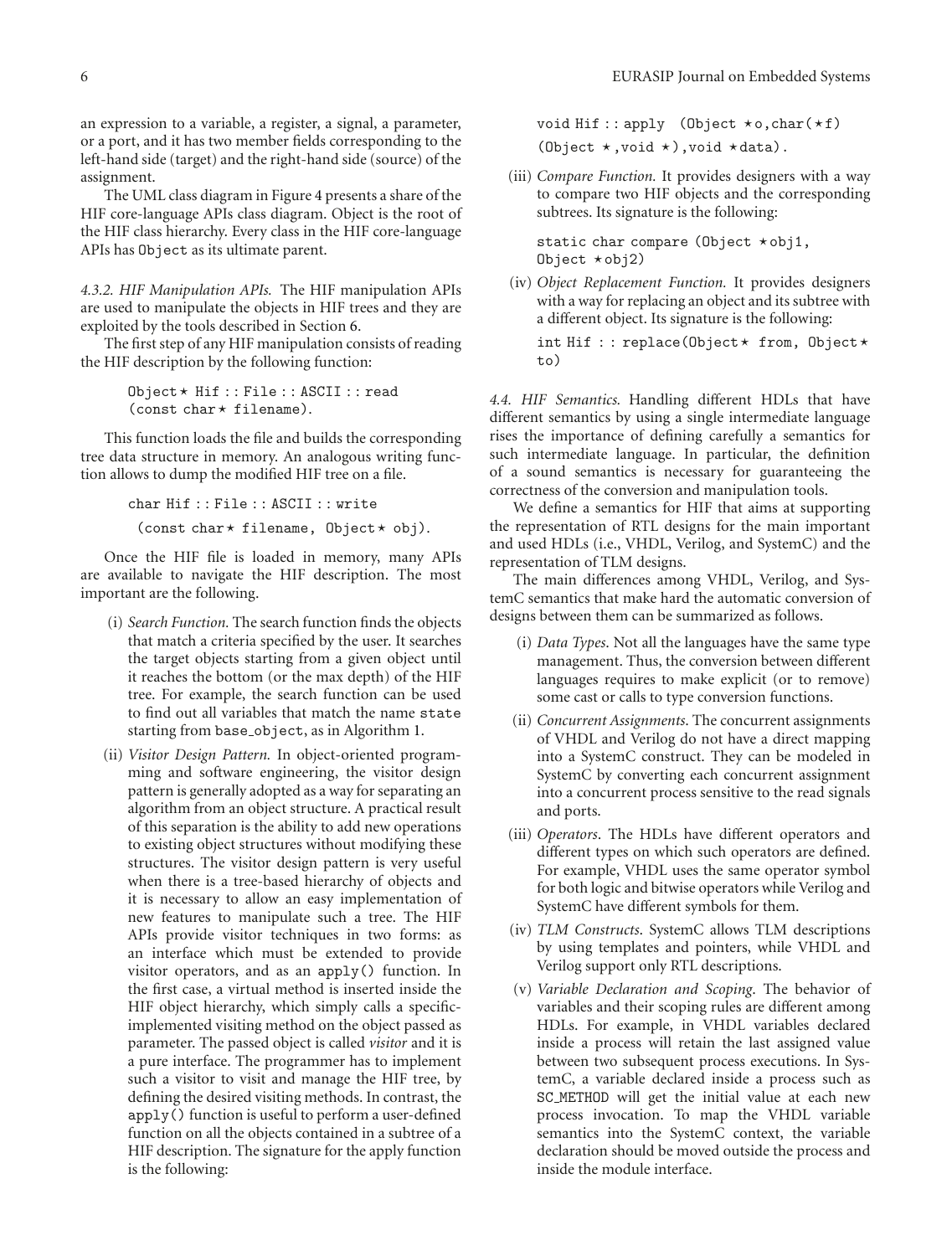an expression to a variable, a register, a signal, a parameter, or a port, and it has two member fields corresponding to the left-hand side (target) and the right-hand side (source) of the assignment.

The UML class diagram in Figure 4 presents a share of the HIF core-language APIs class diagram. Object is the root of the HIF class hierarchy. Every class in the HIF core-language APIs has `Object` as its ultimate parent.

*4.3.2. HIF Manipulation APIs.* The HIF manipulation APIs are used to manipulate the objects in HIF trees and they are exploited by the tools described in Section 6.

The first step of any HIF manipulation consists of reading the HIF description by the following function:

```
Object* Hif::File::ASCII::read
(const char* filename).
```

This function loads the file and builds the corresponding tree data structure in memory. An analogous writing function allows to dump the modified HIF tree on a file.

```
char Hif::File::ASCII::write
(const char* filename, Object* obj).
```

Once the HIF file is loaded in memory, many APIs are available to navigate the HIF description. The most important are the following.

(i) *Search Function.* The search function finds the objects that match a criteria specified by the user. It searches the target objects starting from a given object until it reaches the bottom (or the max depth) of the HIF tree. For example, the search function can be used to find out all variables that match the name `state` starting from `base_object`, as in Algorithm 1.

(ii) *Visitor Design Pattern.* In object-oriented programming and software engineering, the visitor design pattern is generally adopted as a way for separating an algorithm from an object structure. A practical result of this separation is the ability to add new operations to existing object structures without modifying these structures. The visitor design pattern is very useful when there is a tree-based hierarchy of objects and it is necessary to allow an easy implementation of new features to manipulate such a tree. The HIF APIs provide visitor techniques in two forms: as an interface which must be extended to provide visitor operators, and as an `apply()` function. In the first case, a virtual method is inserted inside the HIF object hierarchy, which simply calls a specific-implemented visiting method on the object passed as parameter. The passed object is called *visitor* and it is a pure interface. The programmer has to implement such a visitor to visit and manage the HIF tree, by defining the desired visiting methods. In contrast, the `apply()` function is useful to perform a user-defined function on all the objects contained in a subtree of a HIF description. The signature for the apply function is the following:

```
void Hif::apply (Object *o,char(*f)
(Object *,void *),void *data).
```

(iii) *Compare Function.* It provides designers with a way to compare two HIF objects and the corresponding subtrees. Its signature is the following:

```
static char compare (Object *obj1,
Object *obj2)
```

(iv) *Object Replacement Function.* It provides designers with a way for replacing an object and its subtree with a different object. Its signature is the following:

```
int Hif::replace(Object* from, Object*
to)
```

*4.4. HIF Semantics.* Handling different HDLs that have different semantics by using a single intermediate language rises the importance of defining carefully a semantics for such intermediate language. In particular, the definition of a sound semantics is necessary for guaranteeing the correctness of the conversion and manipulation tools.

We define a semantics for HIF that aims at supporting the representation of RTL designs for the main important and used HDLs (i.e., VHDL, Verilog, and SystemC) and the representation of TLM designs.

The main differences among VHDL, Verilog, and SystemC semantics that make hard the automatic conversion of designs between them can be summarized as follows.

(i) *Data Types*. Not all the languages have the same type management. Thus, the conversion between different languages requires to make explicit (or to remove) some cast or calls to type conversion functions.

(ii) *Concurrent Assignments*. The concurrent assignments of VHDL and Verilog do not have a direct mapping into a SystemC construct. They can be modeled in SystemC by converting each concurrent assignment into a concurrent process sensitive to the read signals and ports.

(iii) *Operators*. The HDLs have different operators and different types on which such operators are defined. For example, VHDL uses the same operator symbol for both logic and bitwise operators while Verilog and SystemC have different symbols for them.

(iv) *TLM Constructs*. SystemC allows TLM descriptions by using templates and pointers, while VHDL and Verilog support only RTL descriptions.

(v) *Variable Declaration and Scoping*. The behavior of variables and their scoping rules are different among HDLs. For example, in VHDL variables declared inside a process will retain the last assigned value between two subsequent process executions. In SystemC, a variable declared inside a process such as `SC_METHOD` will get the initial value at each new process invocation. To map the VHDL variable semantics into the SystemC context, the variable declaration should be moved outside the process and inside the module interface.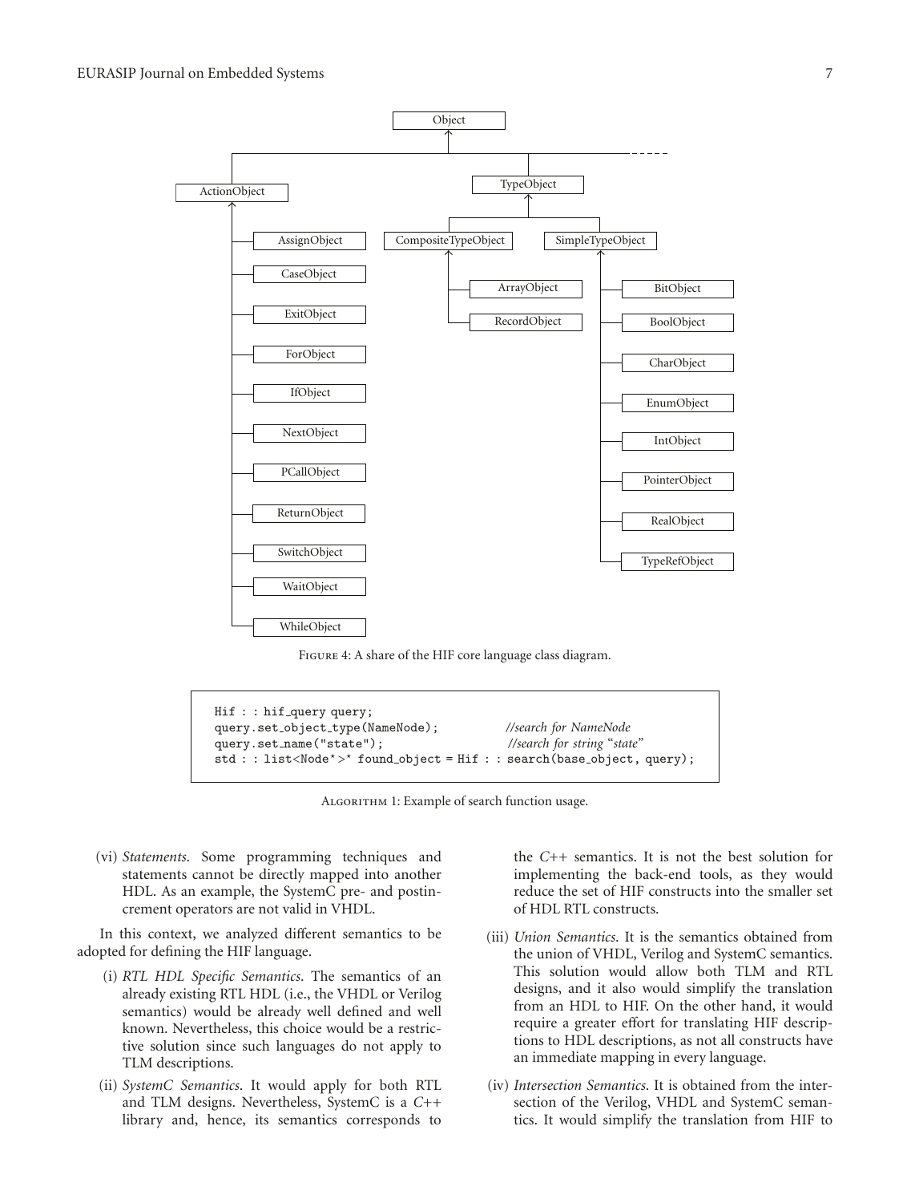Figure 4: A share of the HIF core language class diagram.

```
Hif : : hif_query query;
query.set_object_type(NameNode);            //search for NameNode
query.set_name("state");                    //search for string "state"
std : : list<Node*>* found_object = Hif : : search(base_object, query);
```

Algorithm 1: Example of search function usage.

(vi) *Statements*. Some programming techniques and statements cannot be directly mapped into another HDL. As an example, the SystemC pre- and postincrement operators are not valid in VHDL.

In this context, we analyzed different semantics to be adopted for defining the HIF language.

(i) *RTL HDL Specific Semantics*. The semantics of an already existing RTL HDL (i.e., the VHDL or Verilog semantics) would be already well defined and well known. Nevertheless, this choice would be a restrictive solution since such languages do not apply to TLM descriptions.

(ii) *SystemC Semantics*. It would apply for both RTL and TLM designs. Nevertheless, SystemC is a *C++* library and, hence, its semantics corresponds to the *C++* semantics. It is not the best solution for implementing the back-end tools, as they would reduce the set of HIF constructs into the smaller set of HDL RTL constructs.

(iii) *Union Semantics*. It is the semantics obtained from the union of VHDL, Verilog and SystemC semantics. This solution would allow both TLM and RTL designs, and it also would simplify the translation from an HDL to HIF. On the other hand, it would require a greater effort for translating HIF descriptions to HDL descriptions, as not all constructs have an immediate mapping in every language.

(iv) *Intersection Semantics*. It is obtained from the intersection of the Verilog, VHDL and SystemC semantics. It would simplify the translation from HIF to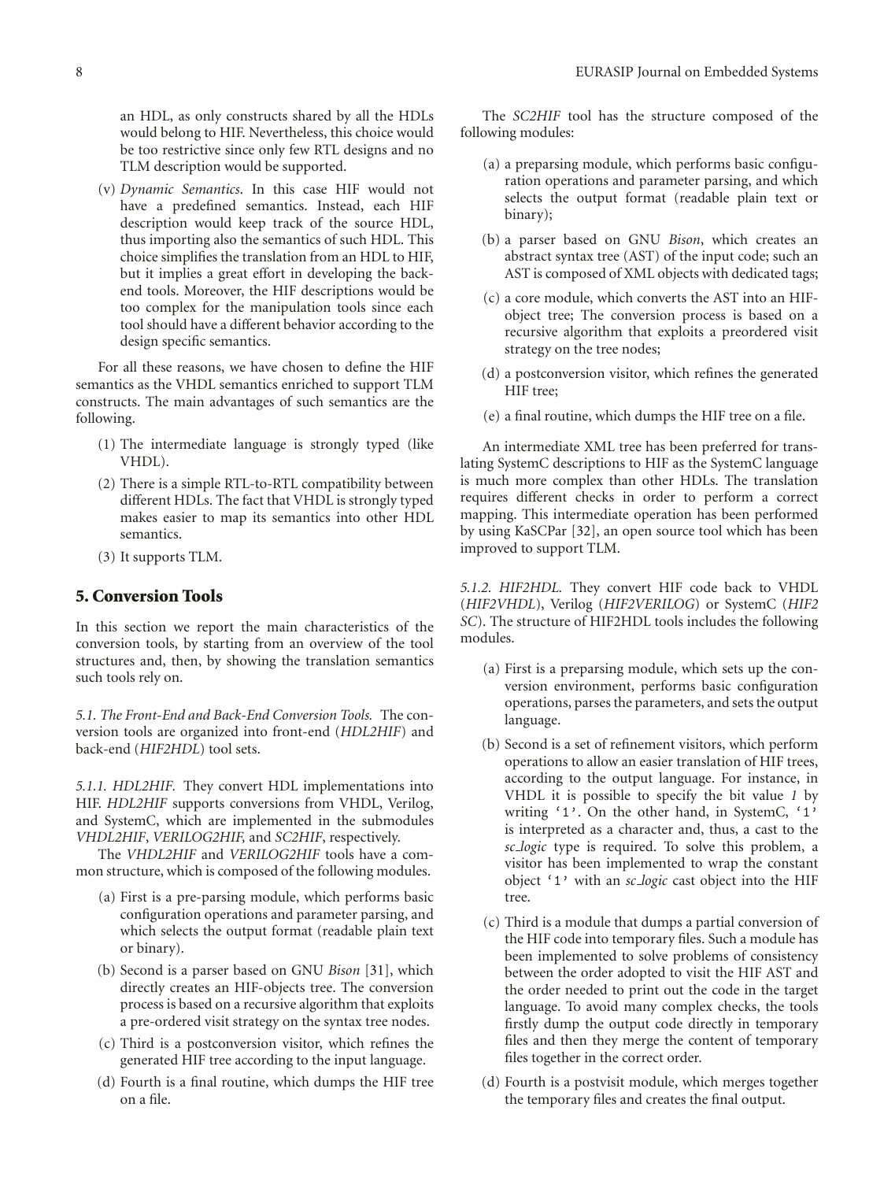an HDL, as only constructs shared by all the HDLs would belong to HIF. Nevertheless, this choice would be too restrictive since only few RTL designs and no TLM description would be supported.

(v) *Dynamic Semantics*. In this case HIF would not have a predefined semantics. Instead, each HIF description would keep track of the source HDL, thus importing also the semantics of such HDL. This choice simplifies the translation from an HDL to HIF, but it implies a great effort in developing the back-end tools. Moreover, the HIF descriptions would be too complex for the manipulation tools since each tool should have a different behavior according to the design specific semantics.

For all these reasons, we have chosen to define the HIF semantics as the VHDL semantics enriched to support TLM constructs. The main advantages of such semantics are the following.

(1) The intermediate language is strongly typed (like VHDL).

(2) There is a simple RTL-to-RTL compatibility between different HDLs. The fact that VHDL is strongly typed makes easier to map its semantics into other HDL semantics.

(3) It supports TLM.

## 5. Conversion Tools

In this section we report the main characteristics of the conversion tools, by starting from an overview of the tool structures and, then, by showing the translation semantics such tools rely on.

*5.1. The Front-End and Back-End Conversion Tools.* The conversion tools are organized into front-end (*HDL2HIF*) and back-end (*HIF2HDL*) tool sets.

*5.1.1. HDL2HIF.* They convert HDL implementations into HIF. *HDL2HIF* supports conversions from VHDL, Verilog, and SystemC, which are implemented in the submodules *VHDL2HIF*, *VERILOG2HIF,* and *SC2HIF*, respectively.

The *VHDL2HIF* and *VERILOG2HIF* tools have a common structure, which is composed of the following modules.

(a) First is a pre-parsing module, which performs basic configuration operations and parameter parsing, and which selects the output format (readable plain text or binary).

(b) Second is a parser based on GNU *Bison* [31], which directly creates an HIF-objects tree. The conversion process is based on a recursive algorithm that exploits a pre-ordered visit strategy on the syntax tree nodes.

(c) Third is a postconversion visitor, which refines the generated HIF tree according to the input language.

(d) Fourth is a final routine, which dumps the HIF tree on a file.

The *SC2HIF* tool has the structure composed of the following modules:

(a) a preparsing module, which performs basic configuration operations and parameter parsing, and which selects the output format (readable plain text or binary);

(b) a parser based on GNU *Bison*, which creates an abstract syntax tree (AST) of the input code; such an AST is composed of XML objects with dedicated tags;

(c) a core module, which converts the AST into an HIF-object tree; The conversion process is based on a recursive algorithm that exploits a preordered visit strategy on the tree nodes;

(d) a postconversion visitor, which refines the generated HIF tree;

(e) a final routine, which dumps the HIF tree on a file.

An intermediate XML tree has been preferred for translating SystemC descriptions to HIF as the SystemC language is much more complex than other HDLs. The translation requires different checks in order to perform a correct mapping. This intermediate operation has been performed by using KaSCPar [32], an open source tool which has been improved to support TLM.

*5.1.2. HIF2HDL.* They convert HIF code back to VHDL (*HIF2VHDL*), Verilog (*HIF2VERILOG*) or SystemC (*HIF2 SC*). The structure of HIF2HDL tools includes the following modules.

(a) First is a preparsing module, which sets up the conversion environment, performs basic configuration operations, parses the parameters, and sets the output language.

(b) Second is a set of refinement visitors, which perform operations to allow an easier translation of HIF trees, according to the output language. For instance, in VHDL it is possible to specify the bit value *1* by writing '1'. On the other hand, in SystemC, '1' is interpreted as a character and, thus, a cast to the *sc_logic* type is required. To solve this problem, a visitor has been implemented to wrap the constant object '1' with an *sc_logic* cast object into the HIF tree.

(c) Third is a module that dumps a partial conversion of the HIF code into temporary files. Such a module has been implemented to solve problems of consistency between the order adopted to visit the HIF AST and the order needed to print out the code in the target language. To avoid many complex checks, the tools firstly dump the output code directly in temporary files and then they merge the content of temporary files together in the correct order.

(d) Fourth is a postvisit module, which merges together the temporary files and creates the final output.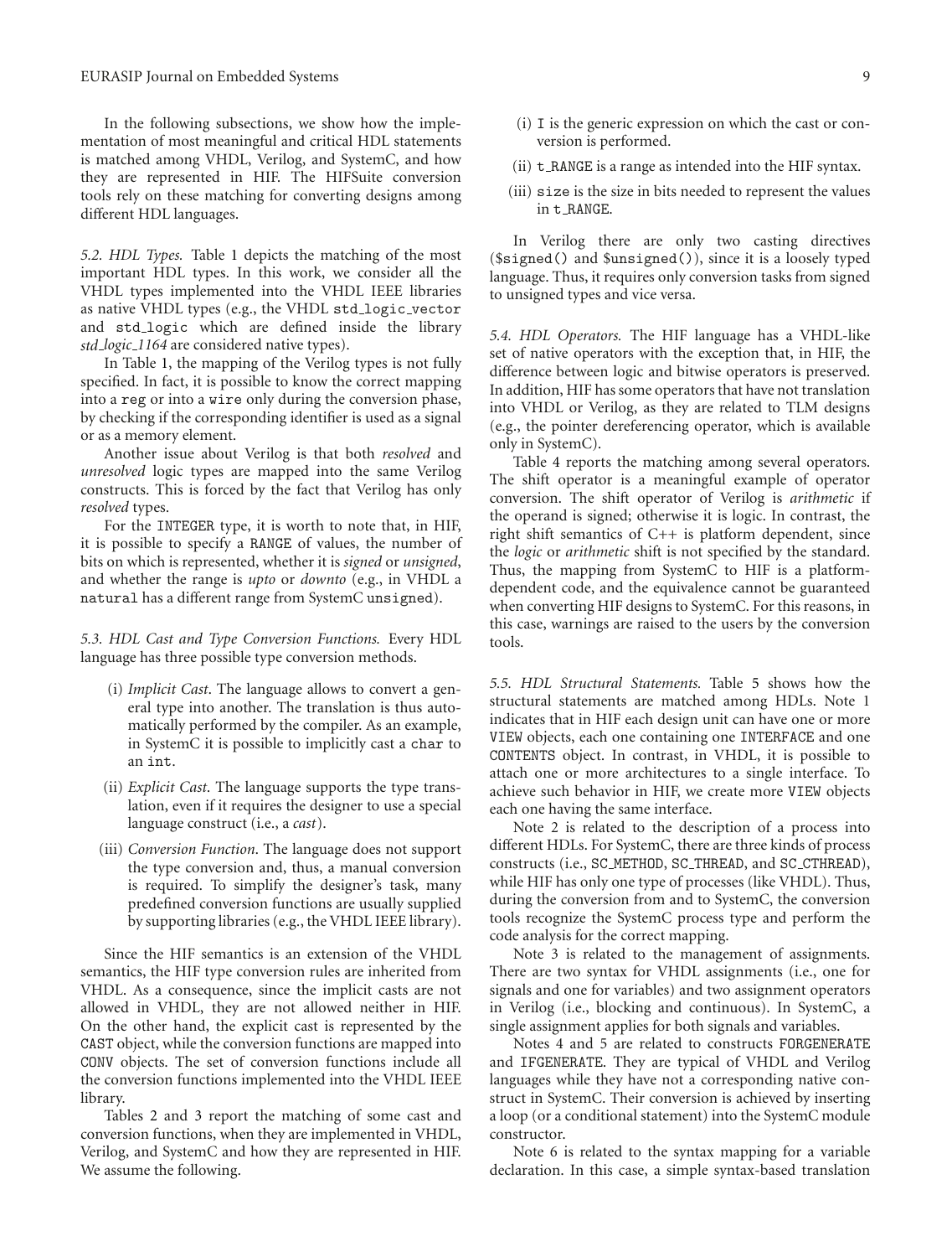In the following subsections, we show how the implementation of most meaningful and critical HDL statements is matched among VHDL, Verilog, and SystemC, and how they are represented in HIF. The HIFSuite conversion tools rely on these matching for converting designs among different HDL languages.

*5.2. HDL Types.* Table 1 depicts the matching of the most important HDL types. In this work, we consider all the VHDL types implemented into the VHDL IEEE libraries as native VHDL types (e.g., the VHDL `std_logic_vector` and `std_logic` which are defined inside the library *std_logic_1164* are considered native types).

In Table 1, the mapping of the Verilog types is not fully specified. In fact, it is possible to know the correct mapping into a `reg` or into a `wire` only during the conversion phase, by checking if the corresponding identifier is used as a signal or as a memory element.

Another issue about Verilog is that both *resolved* and *unresolved* logic types are mapped into the same Verilog constructs. This is forced by the fact that Verilog has only *resolved* types.

For the `INTEGER` type, it is worth to note that, in HIF, it is possible to specify a `RANGE` of values, the number of bits on which is represented, whether it is *signed* or *unsigned*, and whether the range is *upto* or *downto* (e.g., in VHDL a `natural` has a different range from SystemC `unsigned`).

*5.3. HDL Cast and Type Conversion Functions.* Every HDL language has three possible type conversion methods.

(i) *Implicit Cast*. The language allows to convert a general type into another. The translation is thus automatically performed by the compiler. As an example, in SystemC it is possible to implicitly cast a `char` to an `int`.

(ii) *Explicit Cast*. The language supports the type translation, even if it requires the designer to use a special language construct (i.e., a *cast*).

(iii) *Conversion Function*. The language does not support the type conversion and, thus, a manual conversion is required. To simplify the designer's task, many predefined conversion functions are usually supplied by supporting libraries (e.g., the VHDL IEEE library).

Since the HIF semantics is an extension of the VHDL semantics, the HIF type conversion rules are inherited from VHDL. As a consequence, since the implicit casts are not allowed in VHDL, they are not allowed neither in HIF. On the other hand, the explicit cast is represented by the `CAST` object, while the conversion functions are mapped into `CONV` objects. The set of conversion functions include all the conversion functions implemented into the VHDL IEEE library.

Tables 2 and 3 report the matching of some cast and conversion functions, when they are implemented in VHDL, Verilog, and SystemC and how they are represented in HIF. We assume the following.

(i) `I` is the generic expression on which the cast or conversion is performed.

(ii) `t_RANGE` is a range as intended into the HIF syntax.

(iii) `size` is the size in bits needed to represent the values in `t_RANGE`.

In Verilog there are only two casting directives (`$signed()` and `$unsigned()`), since it is a loosely typed language. Thus, it requires only conversion tasks from signed to unsigned types and vice versa.

*5.4. HDL Operators.* The HIF language has a VHDL-like set of native operators with the exception that, in HIF, the difference between logic and bitwise operators is preserved. In addition, HIF has some operators that have not translation into VHDL or Verilog, as they are related to TLM designs (e.g., the pointer dereferencing operator, which is available only in SystemC).

Table 4 reports the matching among several operators. The shift operator is a meaningful example of operator conversion. The shift operator of Verilog is *arithmetic* if the operand is signed; otherwise it is logic. In contrast, the right shift semantics of C++ is platform dependent, since the *logic* or *arithmetic* shift is not specified by the standard. Thus, the mapping from SystemC to HIF is a platform-dependent code, and the equivalence cannot be guaranteed when converting HIF designs to SystemC. For this reasons, in this case, warnings are raised to the users by the conversion tools.

*5.5. HDL Structural Statements.* Table 5 shows how the structural statements are matched among HDLs. Note 1 indicates that in HIF each design unit can have one or more `VIEW` objects, each one containing one `INTERFACE` and one `CONTENTS` object. In contrast, in VHDL, it is possible to attach one or more architectures to a single interface. To achieve such behavior in HIF, we create more `VIEW` objects each one having the same interface.

Note 2 is related to the description of a process into different HDLs. For SystemC, there are three kinds of process constructs (i.e., `SC_METHOD`, `SC_THREAD`, and `SC_CTHREAD`), while HIF has only one type of processes (like VHDL). Thus, during the conversion from and to SystemC, the conversion tools recognize the SystemC process type and perform the code analysis for the correct mapping.

Note 3 is related to the management of assignments. There are two syntax for VHDL assignments (i.e., one for signals and one for variables) and two assignment operators in Verilog (i.e., blocking and continuous). In SystemC, a single assignment applies for both signals and variables.

Notes 4 and 5 are related to constructs `FORGENERATE` and `IFGENERATE`. They are typical of VHDL and Verilog languages while they have not a corresponding native construct in SystemC. Their conversion is achieved by inserting a loop (or a conditional statement) into the SystemC module constructor.

Note 6 is related to the syntax mapping for a variable declaration. In this case, a simple syntax-based translation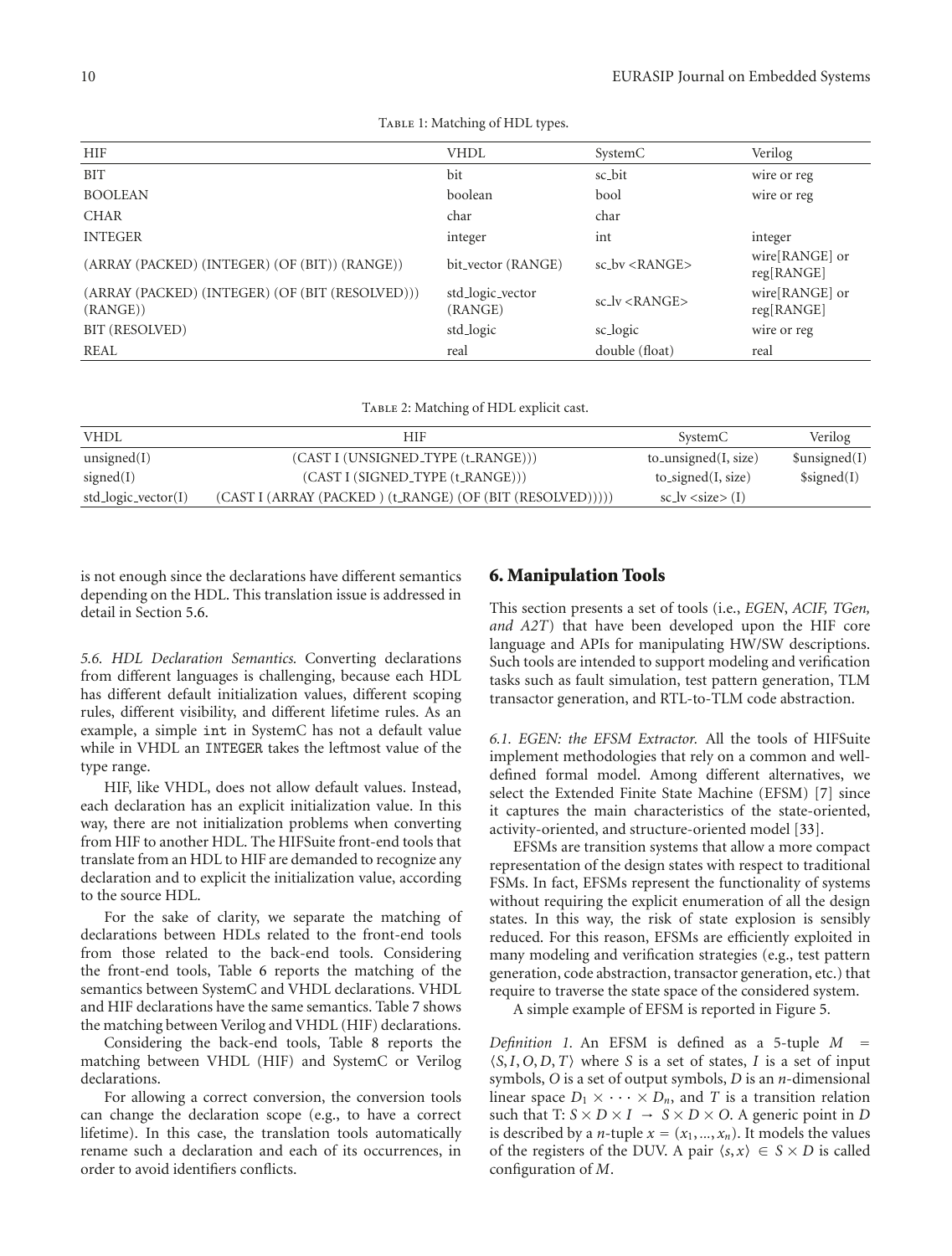Table 1: Matching of HDL types.

| HIF | VHDL | SystemC | Verilog |
|---|---|---|---|
| BIT | bit | sc_bit | wire or reg |
| BOOLEAN | boolean | bool | wire or reg |
| CHAR | char | char | |
| INTEGER | integer | int | integer |
| (ARRAY (PACKED) (INTEGER) (OF (BIT)) (RANGE)) | bit_vector (RANGE) | sc_bv <RANGE> | wire[RANGE] or reg[RANGE] |
| (ARRAY (PACKED) (INTEGER) (OF (BIT (RESOLVED))) (RANGE)) | std_logic_vector (RANGE) | sc_lv <RANGE> | wire[RANGE] or reg[RANGE] |
| BIT (RESOLVED) | std_logic | sc_logic | wire or reg |
| REAL | real | double (float) | real |

Table 2: Matching of HDL explicit cast.

| VHDL | HIF | SystemC | Verilog |
|---|---|---|---|
| unsigned(I) | (CAST I (UNSIGNED_TYPE (t_RANGE))) | to_unsigned(I, size) | $unsigned(I) |
| signed(I) | (CAST I (SIGNED_TYPE (t_RANGE))) | to_signed(I, size) | $signed(I) |
| std_logic_vector(I) | (CAST I (ARRAY (PACKED ) (t_RANGE) (OF (BIT (RESOLVED))))) | sc_lv <size> (I) | |

is not enough since the declarations have different semantics depending on the HDL. This translation issue is addressed in detail in Section 5.6.

*5.6. HDL Declaration Semantics.* Converting declarations from different languages is challenging, because each HDL has different default initialization values, different scoping rules, different visibility, and different lifetime rules. As an example, a simple `int` in SystemC has not a default value while in VHDL an `INTEGER` takes the leftmost value of the type range.

HIF, like VHDL, does not allow default values. Instead, each declaration has an explicit initialization value. In this way, there are not initialization problems when converting from HIF to another HDL. The HIFSuite front-end tools that translate from an HDL to HIF are demanded to recognize any declaration and to explicit the initialization value, according to the source HDL.

For the sake of clarity, we separate the matching of declarations between HDLs related to the front-end tools from those related to the back-end tools. Considering the front-end tools, Table 6 reports the matching of the semantics between SystemC and VHDL declarations. VHDL and HIF declarations have the same semantics. Table 7 shows the matching between Verilog and VHDL (HIF) declarations.

Considering the back-end tools, Table 8 reports the matching between VHDL (HIF) and SystemC or Verilog declarations.

For allowing a correct conversion, the conversion tools can change the declaration scope (e.g., to have a correct lifetime). In this case, the translation tools automatically rename such a declaration and each of its occurrences, in order to avoid identifiers conflicts.

## 6. Manipulation Tools

This section presents a set of tools (i.e., *EGEN, ACIF, TGen, and A2T*) that have been developed upon the HIF core language and APIs for manipulating HW/SW descriptions. Such tools are intended to support modeling and verification tasks such as fault simulation, test pattern generation, TLM transactor generation, and RTL-to-TLM code abstraction.

*6.1. EGEN: the EFSM Extractor.* All the tools of HIFSuite implement methodologies that rely on a common and well-defined formal model. Among different alternatives, we select the Extended Finite State Machine (EFSM) [7] since it captures the main characteristics of the state-oriented, activity-oriented, and structure-oriented model [33].

EFSMs are transition systems that allow a more compact representation of the design states with respect to traditional FSMs. In fact, EFSMs represent the functionality of systems without requiring the explicit enumeration of all the design states. In this way, the risk of state explosion is sensibly reduced. For this reason, EFSMs are efficiently exploited in many modeling and verification strategies (e.g., test pattern generation, code abstraction, transactor generation, etc.) that require to traverse the state space of the considered system.

A simple example of EFSM is reported in Figure 5.

*Definition 1.* An EFSM is defined as a 5-tuple $M = \langle S, I, O, D, T \rangle$ where $S$ is a set of states, $I$ is a set of input symbols, $O$ is a set of output symbols, $D$ is an $n$-dimensional linear space $D_1 \times \cdots \times D_n$, and $T$ is a transition relation such that $T: S \times D \times I \rightarrow S \times D \times O$. A generic point in $D$ is described by a $n$-tuple $x = (x_1, ..., x_n)$. It models the values of the registers of the DUV. A pair $\langle s, x \rangle \in S \times D$ is called configuration of $M$.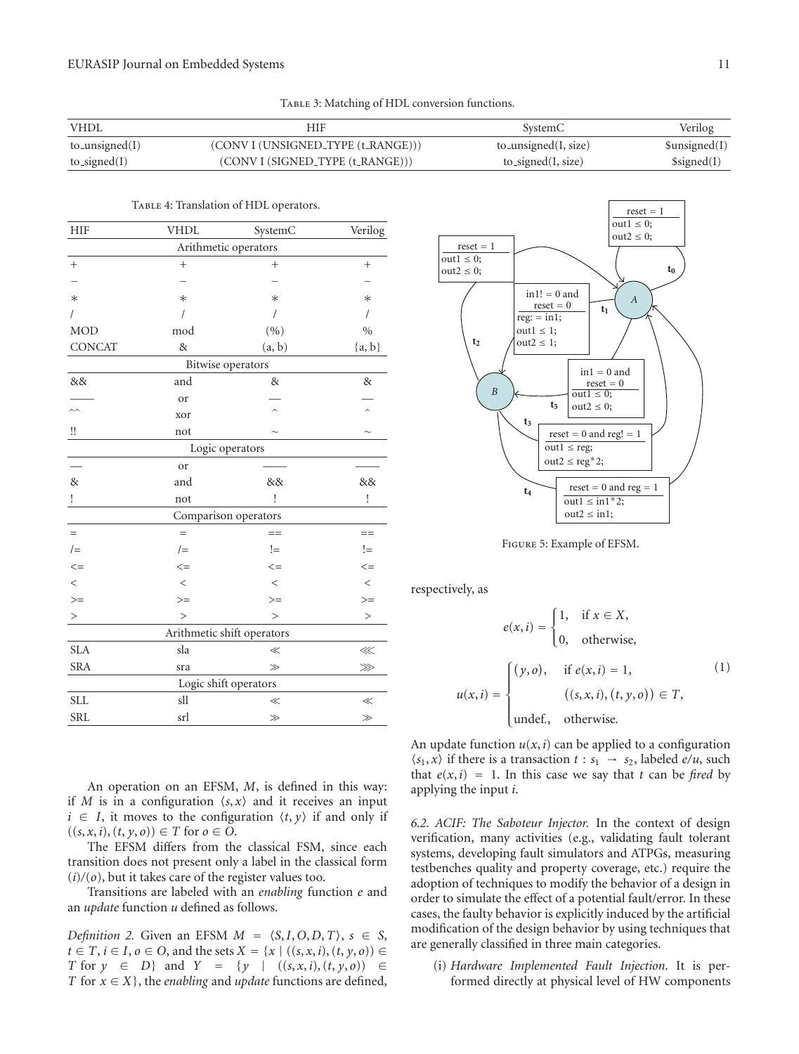Table 3: Matching of HDL conversion functions.

| VHDL | HIF | SystemC | Verilog |
|---|---|---|---|
| to_unsigned(I) | (CONV I (UNSIGNED_TYPE (t_RANGE))) | to_unsigned(I, size) | $unsigned(I) |
| to_signed(I) | (CONV I (SIGNED_TYPE (t_RANGE))) | to_signed(I, size) | $signed(I) |

Table 4: Translation of HDL operators.

| HIF | VHDL | SystemC | Verilog |
|---|---|---|---|
| | Arithmetic operators | | |
| + | + | + | + |
| − | − | − | − |
| ∗ | ∗ | ∗ | ∗ |
| / | / | / | / |
| MOD | mod | (%) | % |
| CONCAT | & | (a, b) | {a, b} |
| | Bitwise operators | | |
| && | and | & | & |
| —— | or | — | — |
| ^^ | xor | ^ | ^ |
| !! | not | ~ | ~ |
| | Logic operators | | |
| — | or | —— | —— |
| & | and | && | && |
| ! | not | ! | ! |
| | Comparison operators | | |
| = | = | == | == |
| /= | /= | != | != |
| <= | <= | <= | <= |
| < | < | < | < |
| >= | >= | >= | >= |
| > | > | > | > |
| | Arithmetic shift operators | | |
| SLA | sla | ≪ | ⋘ |
| SRA | sra | ≫ | ⋙ |
| | Logic shift operators | | |
| SLL | sll | ≪ | ≪ |
| SRL | srl | ≫ | ≫ |

An operation on an EFSM, $M$, is defined in this way: if $M$ is in a configuration $\langle s, x\rangle$ and it receives an input $i \in I$, it moves to the configuration $\langle t, y\rangle$ if and only if $((s, x, i), (t, y, o)) \in T$ for $o \in O$.

The EFSM differs from the classical FSM, since each transition does not present only a label in the classical form $(i)/(o)$, but it takes care of the register values too.

Transitions are labeled with an *enabling* function $e$ and an *update* function $u$ defined as follows.

*Definition 2.* Given an EFSM $M = \langle S, I, O, D, T\rangle$, $s \in S$, $t \in T$, $i \in I$, $o \in O$, and the sets $X = \{x \mid ((s, x, i), (t, y, o)) \in T \text{ for } y \in D\}$ and $Y = \{y \mid ((s, x, i), (t, y, o)) \in T \text{ for } x \in X\}$, the *enabling* and *update* functions are defined, respectively, as

$$e(x, i) = \begin{cases} 1, & \text{if } x \in X, \\ 0, & \text{otherwise,} \end{cases}$$

$$u(x, i) = \begin{cases} (y, o), & \text{if } e(x, i) = 1, \\ & ((s, x, i), (t, y, o)) \in T, \\ \text{undef.}, & \text{otherwise.} \end{cases} \quad (1)$$

Figure 5: Example of EFSM.

An update function $u(x, i)$ can be applied to a configuration $\langle s_1, x\rangle$ if there is a transaction $t : s_1 \to s_2$, labeled $e/u$, such that $e(x, i) = 1$. In this case we say that $t$ can be *fired* by applying the input $i$.

*6.2. ACIF: The Saboteur Injector.* In the context of design verification, many activities (e.g., validating fault tolerant systems, developing fault simulators and ATPGs, measuring testbenches quality and property coverage, etc.) require the adoption of techniques to modify the behavior of a design in order to simulate the effect of a potential fault/error. In these cases, the faulty behavior is explicitly induced by the artificial modification of the design behavior by using techniques that are generally classified in three main categories.

(i) *Hardware Implemented Fault Injection*. It is performed directly at physical level of HW components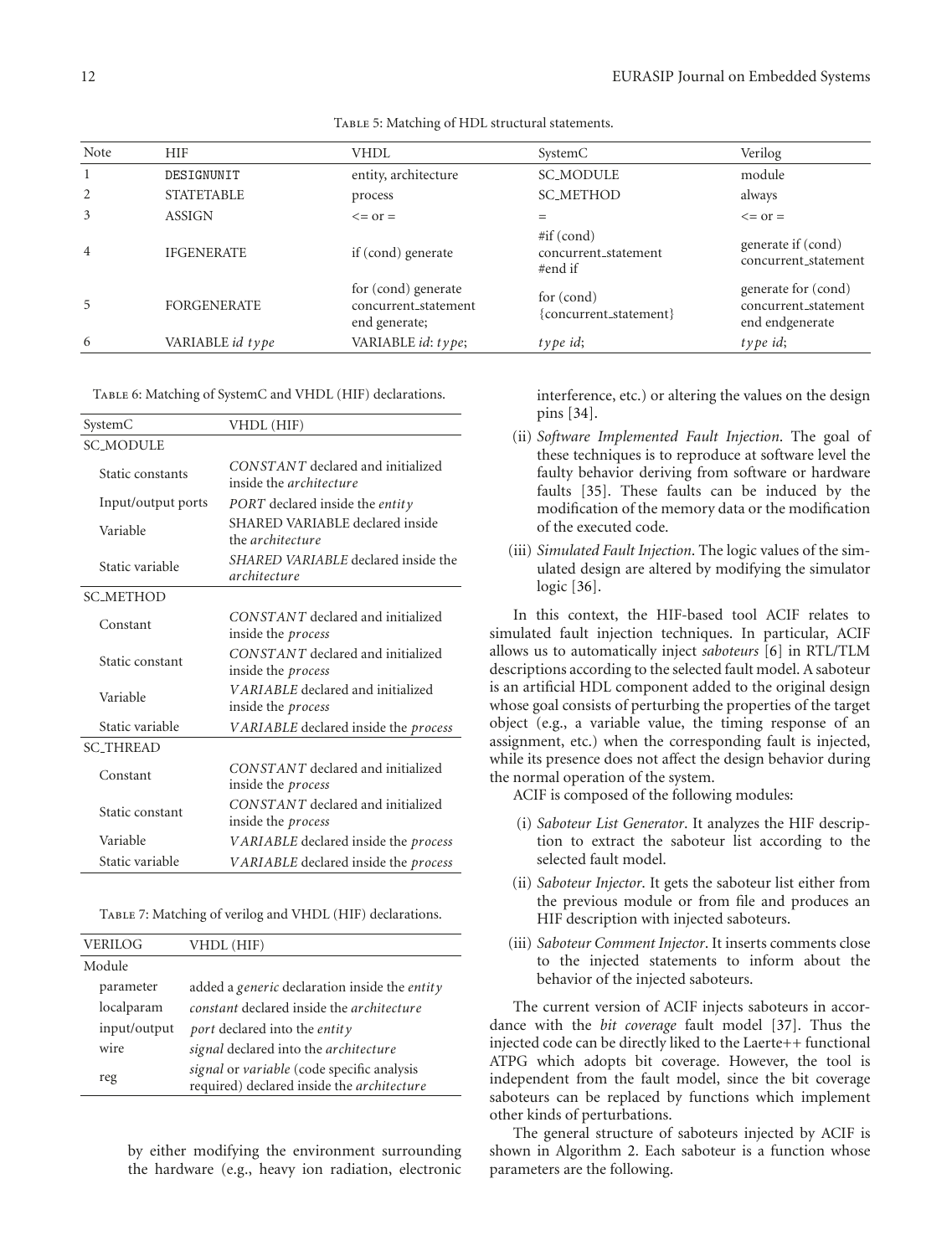Table 5: Matching of HDL structural statements.

| Note | HIF | VHDL | SystemC | Verilog |
|---|---|---|---|---|
| 1 | DESIGNUNIT | entity, architecture | SC_MODULE | module |
| 2 | STATETABLE | process | SC_METHOD | always |
| 3 | ASSIGN | <= or = | = | <= or = |
| 4 | IFGENERATE | if (cond) generate | #if (cond) concurrent_statement #end if | generate if (cond) concurrent_statement |
| 5 | FORGENERATE | for (cond) generate concurrent_statement end generate; | for (cond) {concurrent_statement} | generate for (cond) concurrent_statement end endgenerate |
| 6 | VARIABLE *id type* | VARIABLE *id*: *type*; | *type id*; | *type id*; |

Table 6: Matching of SystemC and VHDL (HIF) declarations.

| SystemC | VHDL (HIF) |
|---|---|
| SC_MODULE | |
| Static constants | *CONSTANT* declared and initialized inside the *architecture* |
| Input/output ports | *PORT* declared inside the *entity* |
| Variable | SHARED VARIABLE declared inside the *architecture* |
| Static variable | *SHARED VARIABLE* declared inside the *architecture* |
| SC_METHOD | |
| Constant | *CONSTANT* declared and initialized inside the *process* |
| Static constant | *CONSTANT* declared and initialized inside the *process* |
| Variable | *VARIABLE* declared and initialized inside the *process* |
| Static variable | *VARIABLE* declared inside the *process* |
| SC_THREAD | |
| Constant | *CONSTANT* declared and initialized inside the *process* |
| Static constant | *CONSTANT* declared and initialized inside the *process* |
| Variable | *VARIABLE* declared inside the *process* |
| Static variable | *VARIABLE* declared inside the *process* |

Table 7: Matching of verilog and VHDL (HIF) declarations.

| VERILOG | VHDL (HIF) |
|---|---|
| Module | |
| parameter | added a *generic* declaration inside the *entity* |
| localparam | *constant* declared inside the *architecture* |
| input/output | *port* declared into the *entity* |
| wire | *signal* declared into the *architecture* |
| reg | *signal* or *variable* (code specific analysis required) declared inside the *architecture* |

by either modifying the environment surrounding the hardware (e.g., heavy ion radiation, electronic interference, etc.) or altering the values on the design pins [34].

(ii) *Software Implemented Fault Injection*. The goal of these techniques is to reproduce at software level the faulty behavior deriving from software or hardware faults [35]. These faults can be induced by the modification of the memory data or the modification of the executed code.

(iii) *Simulated Fault Injection*. The logic values of the simulated design are altered by modifying the simulator logic [36].

In this context, the HIF-based tool ACIF relates to simulated fault injection techniques. In particular, ACIF allows us to automatically inject *saboteurs* [6] in RTL/TLM descriptions according to the selected fault model. A saboteur is an artificial HDL component added to the original design whose goal consists of perturbing the properties of the target object (e.g., a variable value, the timing response of an assignment, etc.) when the corresponding fault is injected, while its presence does not affect the design behavior during the normal operation of the system.

ACIF is composed of the following modules:

(i) *Saboteur List Generator*. It analyzes the HIF description to extract the saboteur list according to the selected fault model.

(ii) *Saboteur Injector*. It gets the saboteur list either from the previous module or from file and produces an HIF description with injected saboteurs.

(iii) *Saboteur Comment Injector*. It inserts comments close to the injected statements to inform about the behavior of the injected saboteurs.

The current version of ACIF injects saboteurs in accordance with the *bit coverage* fault model [37]. Thus the injected code can be directly liked to the Laerte++ functional ATPG which adopts bit coverage. However, the tool is independent from the fault model, since the bit coverage saboteurs can be replaced by functions which implement other kinds of perturbations.

The general structure of saboteurs injected by ACIF is shown in Algorithm 2. Each saboteur is a function whose parameters are the following.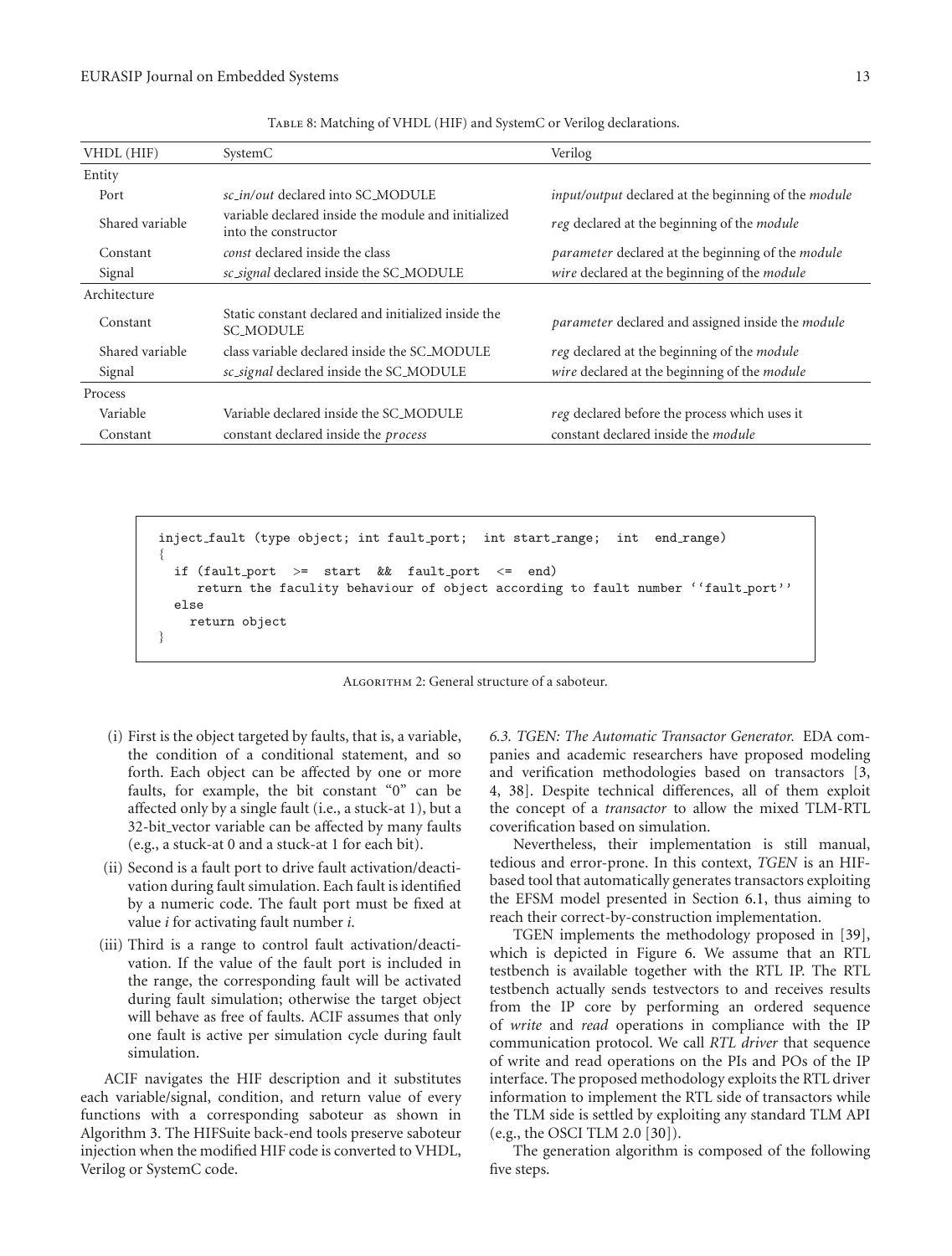Table 8: Matching of VHDL (HIF) and SystemC or Verilog declarations.

| VHDL (HIF) | SystemC | Verilog |
|---|---|---|
| Entity | | |
| Port | *sc_in/out* declared into SC_MODULE | *input/output* declared at the beginning of the *module* |
| Shared variable | variable declared inside the module and initialized into the constructor | *reg* declared at the beginning of the *module* |
| Constant | *const* declared inside the class | *parameter* declared at the beginning of the *module* |
| Signal | *sc_signal* declared inside the SC_MODULE | *wire* declared at the beginning of the *module* |
| Architecture | | |
| Constant | Static constant declared and initialized inside the SC_MODULE | *parameter* declared and assigned inside the *module* |
| Shared variable | class variable declared inside the SC_MODULE | *reg* declared at the beginning of the *module* |
| Signal | *sc_signal* declared inside the SC_MODULE | *wire* declared at the beginning of the *module* |
| Process | | |
| Variable | Variable declared inside the SC_MODULE | *reg* declared before the process which uses it |
| Constant | constant declared inside the *process* | constant declared inside the *module* |

```
inject_fault (type object; int fault_port;  int start_range;  int  end_range)
{
  if (fault_port  >=  start  &&  fault_port  <=  end)
     return the faculity behaviour of object according to fault number ''fault_port''
  else
    return object
}
```

Algorithm 2: General structure of a saboteur.

(i) First is the object targeted by faults, that is, a variable, the condition of a conditional statement, and so forth. Each object can be affected by one or more faults, for example, the bit constant "0" can be affected only by a single fault (i.e., a stuck-at 1), but a 32-bit_vector variable can be affected by many faults (e.g., a stuck-at 0 and a stuck-at 1 for each bit).

(ii) Second is a fault port to drive fault activation/deactivation during fault simulation. Each fault is identified by a numeric code. The fault port must be fixed at value *i* for activating fault number *i*.

(iii) Third is a range to control fault activation/deactivation. If the value of the fault port is included in the range, the corresponding fault will be activated during fault simulation; otherwise the target object will behave as free of faults. ACIF assumes that only one fault is active per simulation cycle during fault simulation.

ACIF navigates the HIF description and it substitutes each variable/signal, condition, and return value of every functions with a corresponding saboteur as shown in Algorithm 3. The HIFSuite back-end tools preserve saboteur injection when the modified HIF code is converted to VHDL, Verilog or SystemC code.

*6.3. TGEN: The Automatic Transactor Generator.* EDA companies and academic researchers have proposed modeling and verification methodologies based on transactors [3, 4, 38]. Despite technical differences, all of them exploit the concept of a *transactor* to allow the mixed TLM-RTL coverification based on simulation.

Nevertheless, their implementation is still manual, tedious and error-prone. In this context, *TGEN* is an HIF-based tool that automatically generates transactors exploiting the EFSM model presented in Section 6.1, thus aiming to reach their correct-by-construction implementation.

TGEN implements the methodology proposed in [39], which is depicted in Figure 6. We assume that an RTL testbench is available together with the RTL IP. The RTL testbench actually sends testvectors to and receives results from the IP core by performing an ordered sequence of *write* and *read* operations in compliance with the IP communication protocol. We call *RTL driver* that sequence of write and read operations on the PIs and POs of the IP interface. The proposed methodology exploits the RTL driver information to implement the RTL side of transactors while the TLM side is settled by exploiting any standard TLM API (e.g., the OSCI TLM 2.0 [30]).

The generation algorithm is composed of the following five steps.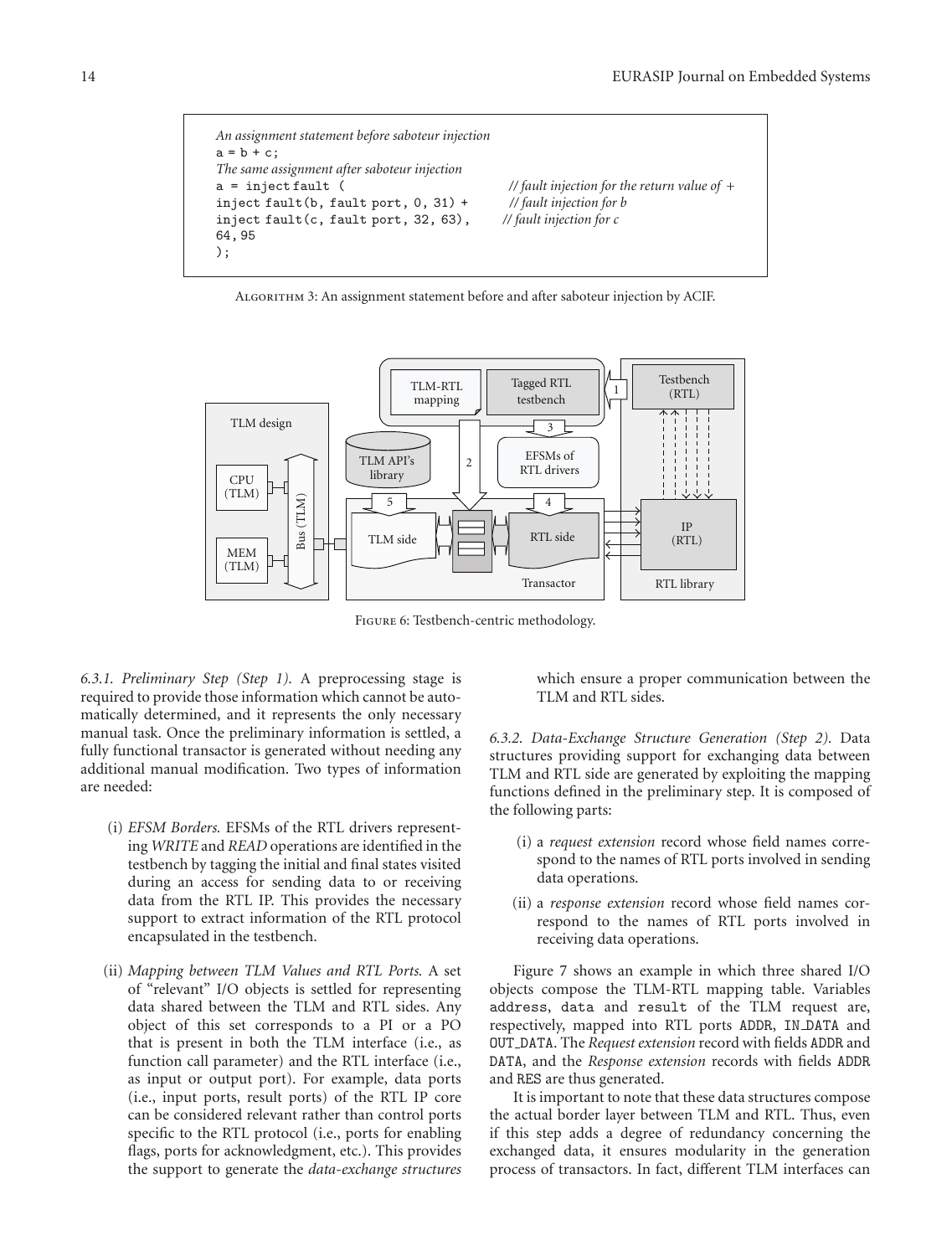```
An assignment statement before saboteur injection
a = b + c;
The same assignment after saboteur injection
a = inject fault (                              // fault injection for the return value of +
inject fault(b, fault port, 0, 31) +            // fault injection for b
inject fault(c, fault port, 32, 63),            // fault injection for c
64, 95
);
```

Algorithm 3: An assignment statement before and after saboteur injection by ACIF.

Figure 6: Testbench-centric methodology.

*6.3.1. Preliminary Step (Step 1).* A preprocessing stage is required to provide those information which cannot be automatically determined, and it represents the only necessary manual task. Once the preliminary information is settled, a fully functional transactor is generated without needing any additional manual modification. Two types of information are needed:

(i) *EFSM Borders.* EFSMs of the RTL drivers representing *WRITE* and *READ* operations are identified in the testbench by tagging the initial and final states visited during an access for sending data to or receiving data from the RTL IP. This provides the necessary support to extract information of the RTL protocol encapsulated in the testbench.

(ii) *Mapping between TLM Values and RTL Ports.* A set of "relevant" I/O objects is settled for representing data shared between the TLM and RTL sides. Any object of this set corresponds to a PI or a PO that is present in both the TLM interface (i.e., as function call parameter) and the RTL interface (i.e., as input or output port). For example, data ports (i.e., input ports, result ports) of the RTL IP core can be considered relevant rather than control ports specific to the RTL protocol (i.e., ports for enabling flags, ports for acknowledgment, etc.). This provides the support to generate the *data-exchange structures* which ensure a proper communication between the TLM and RTL sides.

*6.3.2. Data-Exchange Structure Generation (Step 2).* Data structures providing support for exchanging data between TLM and RTL side are generated by exploiting the mapping functions defined in the preliminary step. It is composed of the following parts:

(i) a *request extension* record whose field names correspond to the names of RTL ports involved in sending data operations.

(ii) a *response extension* record whose field names correspond to the names of RTL ports involved in receiving data operations.

Figure 7 shows an example in which three shared I/O objects compose the TLM-RTL mapping table. Variables `address`, `data` and `result` of the TLM request are, respectively, mapped into RTL ports ADDR, IN_DATA and OUT_DATA. The *Request extension* record with fields ADDR and DATA, and the *Response extension* records with fields ADDR and RES are thus generated.

It is important to note that these data structures compose the actual border layer between TLM and RTL. Thus, even if this step adds a degree of redundancy concerning the exchanged data, it ensures modularity in the generation process of transactors. In fact, different TLM interfaces can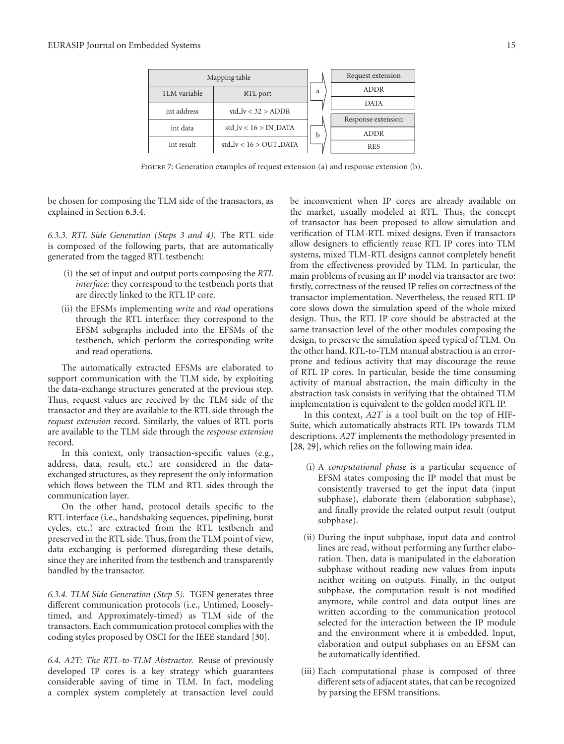| Mapping table | |
|---|---|
| TLM variable | RTL port |
| int address | std_lv < 32 > ADDR |
| int data | std_lv < 16 > IN_DATA |
| int result | std_lv < 16 > OUT_DATA |

a

| Request extension |
|---|
| ADDR |
| DATA |

b

| Response extension |
|---|
| ADDR |
| RES |

Figure 7: Generation examples of request extension (a) and response extension (b).

be chosen for composing the TLM side of the transactors, as explained in Section 6.3.4.

*6.3.3. RTL Side Generation (Steps 3 and 4).* The RTL side is composed of the following parts, that are automatically generated from the tagged RTL testbench:

(i) the set of input and output ports composing the *RTL interface*: they correspond to the testbench ports that are directly linked to the RTL IP core.

(ii) the EFSMs implementing *write* and *read* operations through the RTL interface: they correspond to the EFSM subgraphs included into the EFSMs of the testbench, which perform the corresponding write and read operations.

The automatically extracted EFSMs are elaborated to support communication with the TLM side, by exploiting the data-exchange structures generated at the previous step. Thus, request values are received by the TLM side of the transactor and they are available to the RTL side through the *request extension* record. Similarly, the values of RTL ports are available to the TLM side through the *response extension* record.

In this context, only transaction-specific values (e.g., address, data, result, etc.) are considered in the data-exchanged structures, as they represent the only information which flows between the TLM and RTL sides through the communication layer.

On the other hand, protocol details specific to the RTL interface (i.e., handshaking sequences, pipelining, burst cycles, etc.) are extracted from the RTL testbench and preserved in the RTL side. Thus, from the TLM point of view, data exchanging is performed disregarding these details, since they are inherited from the testbench and transparently handled by the transactor.

*6.3.4. TLM Side Generation (Step 5).* TGEN generates three different communication protocols (i.e., Untimed, Loosely-timed, and Approximately-timed) as TLM side of the transactors. Each communication protocol complies with the coding styles proposed by OSCI for the IEEE standard [30].

*6.4. A2T: The RTL-to-TLM Abstractor.* Reuse of previously developed IP cores is a key strategy which guarantees considerable saving of time in TLM. In fact, modeling a complex system completely at transaction level could be inconvenient when IP cores are already available on the market, usually modeled at RTL. Thus, the concept of transactor has been proposed to allow simulation and verification of TLM-RTL mixed designs. Even if transactors allow designers to efficiently reuse RTL IP cores into TLM systems, mixed TLM-RTL designs cannot completely benefit from the effectiveness provided by TLM. In particular, the main problems of reusing an IP model via transactor are two: firstly, correctness of the reused IP relies on correctness of the transactor implementation. Nevertheless, the reused RTL IP core slows down the simulation speed of the whole mixed design. Thus, the RTL IP core should be abstracted at the same transaction level of the other modules composing the design, to preserve the simulation speed typical of TLM. On the other hand, RTL-to-TLM manual abstraction is an error-prone and tedious activity that may discourage the reuse of RTL IP cores. In particular, beside the time consuming activity of manual abstraction, the main difficulty in the abstraction task consists in verifying that the obtained TLM implementation is equivalent to the golden model RTL IP.

In this context, *A2T* is a tool built on the top of HIF-Suite, which automatically abstracts RTL IPs towards TLM descriptions. *A2T* implements the methodology presented in [28, 29], which relies on the following main idea.

(i) A *computational phase* is a particular sequence of EFSM states composing the IP model that must be consistently traversed to get the input data (input subphase), elaborate them (elaboration subphase), and finally provide the related output result (output subphase).

(ii) During the input subphase, input data and control lines are read, without performing any further elaboration. Then, data is manipulated in the elaboration subphase without reading new values from inputs neither writing on outputs. Finally, in the output subphase, the computation result is not modified anymore, while control and data output lines are written according to the communication protocol selected for the interaction between the IP module and the environment where it is embedded. Input, elaboration and output subphases on an EFSM can be automatically identified.

(iii) Each computational phase is composed of three different sets of adjacent states, that can be recognized by parsing the EFSM transitions.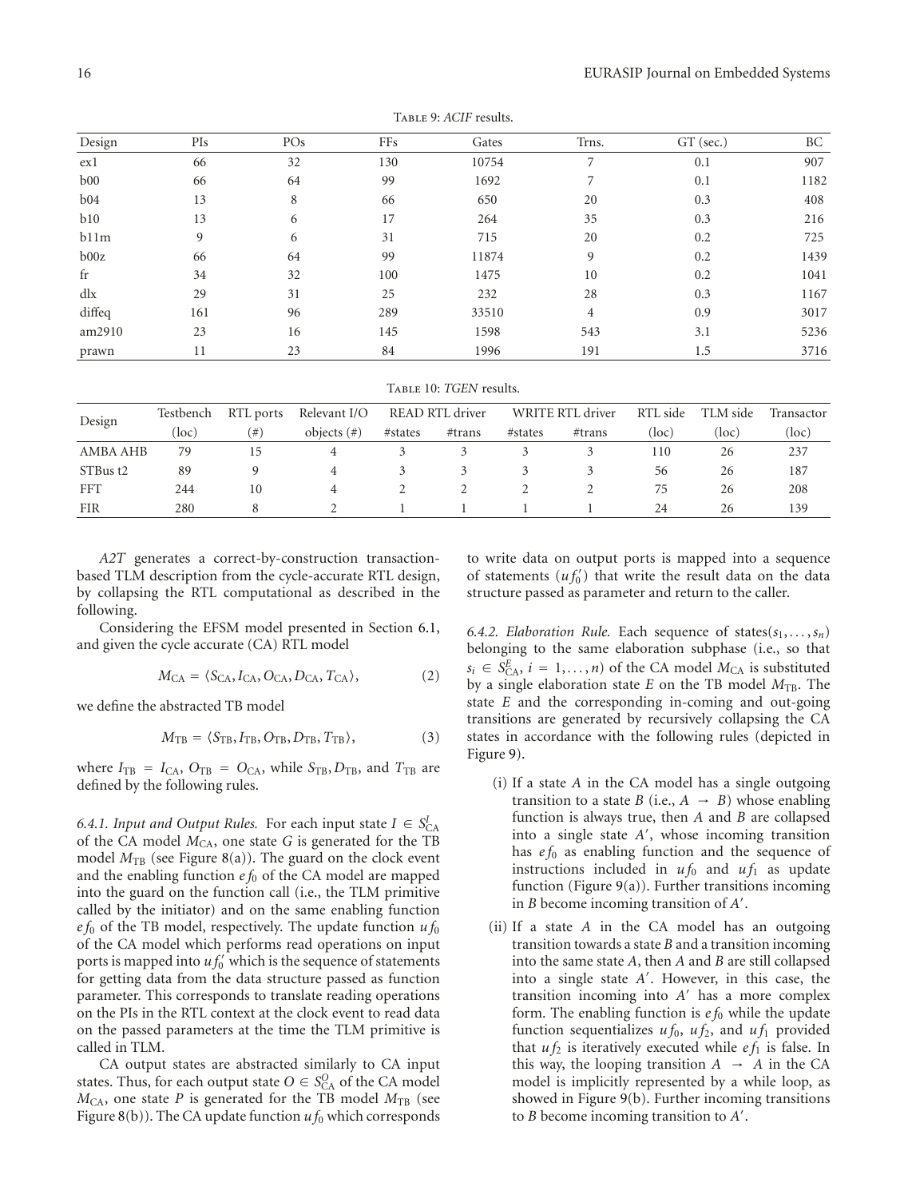Table 9: *ACIF* results.

| Design | PIs | POs | FFs | Gates | Trns. | GT (sec.) | BC |
|---|---|---|---|---|---|---|---|
| ex1 | 66 | 32 | 130 | 10754 | 7 | 0.1 | 907 |
| b00 | 66 | 64 | 99 | 1692 | 7 | 0.1 | 1182 |
| b04 | 13 | 8 | 66 | 650 | 20 | 0.3 | 408 |
| b10 | 13 | 6 | 17 | 264 | 35 | 0.3 | 216 |
| b11m | 9 | 6 | 31 | 715 | 20 | 0.2 | 725 |
| b00z | 66 | 64 | 99 | 11874 | 9 | 0.2 | 1439 |
| fr | 34 | 32 | 100 | 1475 | 10 | 0.2 | 1041 |
| dlx | 29 | 31 | 25 | 232 | 28 | 0.3 | 1167 |
| diffeq | 161 | 96 | 289 | 33510 | 4 | 0.9 | 3017 |
| am2910 | 23 | 16 | 145 | 1598 | 543 | 3.1 | 5236 |
| prawn | 11 | 23 | 84 | 1996 | 191 | 1.5 | 3716 |

Table 10: *TGEN* results.

| Design | Testbench (loc) | RTL ports (#) | Relevant I/O objects (#) | READ RTL driver | | WRITE RTL driver | | RTL side (loc) | TLM side (loc) | Transactor (loc) |
|---|---|---|---|---|---|---|---|---|---|---|
| | | | | #states | #trans | #states | #trans | | | |
| AMBA AHB | 79 | 15 | 4 | 3 | 3 | 3 | 3 | 110 | 26 | 237 |
| STBus t2 | 89 | 9 | 4 | 3 | 3 | 3 | 3 | 56 | 26 | 187 |
| FFT | 244 | 10 | 4 | 2 | 2 | 2 | 2 | 75 | 26 | 208 |
| FIR | 280 | 8 | 2 | 1 | 1 | 1 | 1 | 24 | 26 | 139 |

*A2T* generates a correct-by-construction transaction-based TLM description from the cycle-accurate RTL design, by collapsing the RTL computational as described in the following.

Considering the EFSM model presented in Section 6.1, and given the cycle accurate (CA) RTL model

$$M_{\text{CA}} = \langle S_{\text{CA}}, I_{\text{CA}}, O_{\text{CA}}, D_{\text{CA}}, T_{\text{CA}} \rangle, \tag{2}$$

we define the abstracted TB model

$$M_{\text{TB}} = \langle S_{\text{TB}}, I_{\text{TB}}, O_{\text{TB}}, D_{\text{TB}}, T_{\text{TB}} \rangle, \tag{3}$$

where $I_{\text{TB}} = I_{\text{CA}}$, $O_{\text{TB}} = O_{\text{CA}}$, while $S_{\text{TB}}, D_{\text{TB}}$, and $T_{\text{TB}}$ are defined by the following rules.

*6.4.1. Input and Output Rules.* For each input state $I \in S^{I}_{\text{CA}}$ of the CA model $M_{\text{CA}}$, one state $G$ is generated for the TB model $M_{\text{TB}}$ (see Figure 8(a)). The guard on the clock event and the enabling function $ef_0$ of the CA model are mapped into the guard on the function call (i.e., the TLM primitive called by the initiator) and on the same enabling function $ef_0$ of the TB model, respectively. The update function $uf_0$ of the CA model which performs read operations on input ports is mapped into $uf'_0$ which is the sequence of statements for getting data from the data structure passed as function parameter. This corresponds to translate reading operations on the PIs in the RTL context at the clock event to read data on the passed parameters at the time the TLM primitive is called in TLM.

CA output states are abstracted similarly to CA input states. Thus, for each output state $O \in S^{O}_{\text{CA}}$ of the CA model $M_{\text{CA}}$, one state $P$ is generated for the TB model $M_{\text{TB}}$ (see Figure 8(b)). The CA update function $uf_0$ which corresponds to write data on output ports is mapped into a sequence of statements ($uf'_0$) that write the result data on the data structure passed as parameter and return to the caller.

*6.4.2. Elaboration Rule.* Each sequence of states$(s_1, \ldots, s_n)$ belonging to the same elaboration subphase (i.e., so that $s_i \in S^{E}_{\text{CA}}$, $i = 1, \ldots, n$) of the CA model $M_{\text{CA}}$ is substituted by a single elaboration state $E$ on the TB model $M_{\text{TB}}$. The state $E$ and the corresponding in-coming and out-going transitions are generated by recursively collapsing the CA states in accordance with the following rules (depicted in Figure 9).

(i) If a state $A$ in the CA model has a single outgoing transition to a state $B$ (i.e., $A \rightarrow B$) whose enabling function is always true, then $A$ and $B$ are collapsed into a single state $A'$, whose incoming transition has $ef_0$ as enabling function and the sequence of instructions included in $uf_0$ and $uf_1$ as update function (Figure 9(a)). Further transitions incoming in $B$ become incoming transition of $A'$.

(ii) If a state $A$ in the CA model has an outgoing transition towards a state $B$ and a transition incoming into the same state $A$, then $A$ and $B$ are still collapsed into a single state $A'$. However, in this case, the transition incoming into $A'$ has a more complex form. The enabling function is $ef_0$ while the update function sequentializes $uf_0$, $uf_2$, and $uf_1$ provided that $uf_2$ is iteratively executed while $ef_1$ is false. In this way, the looping transition $A \rightarrow A$ in the CA model is implicitly represented by a while loop, as showed in Figure 9(b). Further incoming transitions to $B$ become incoming transition to $A'$.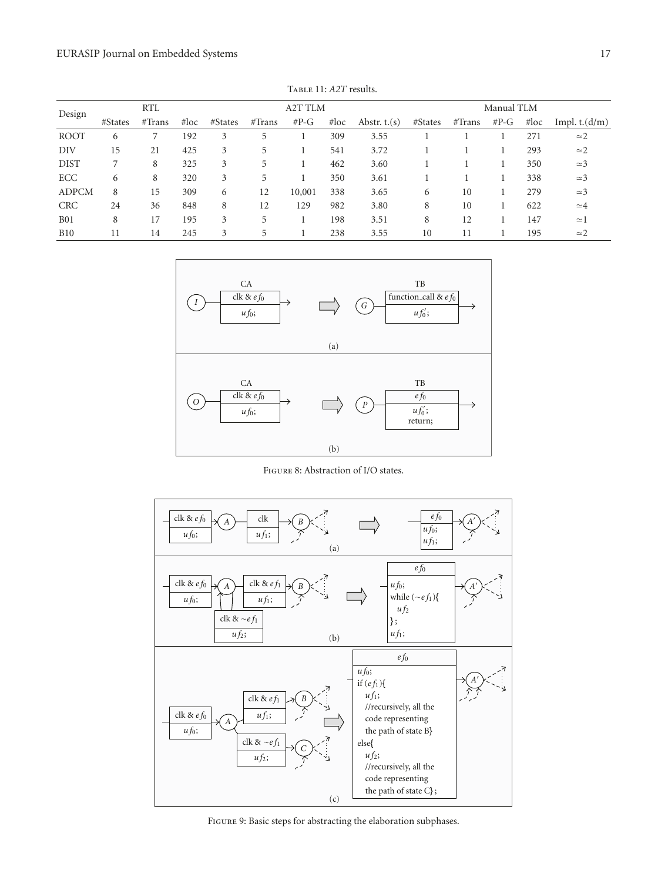Table 11: *A2T* results.

| Design | RTL | | | A2T TLM | | | | | Manual TLM | | | | |
|---|---|---|---|---|---|---|---|---|---|---|---|---|---|
| | #States | #Trans | #loc | #States | #Trans | #P-G | #loc | Abstr. t.(s) | #States | #Trans | #P-G | #loc | Impl. t.(d/m) |
| ROOT | 6 | 7 | 192 | 3 | 5 | 1 | 309 | 3.55 | 1 | 1 | 1 | 271 | ≃2 |
| DIV | 15 | 21 | 425 | 3 | 5 | 1 | 541 | 3.72 | 1 | 1 | 1 | 293 | ≃2 |
| DIST | 7 | 8 | 325 | 3 | 5 | 1 | 462 | 3.60 | 1 | 1 | 1 | 350 | ≃3 |
| ECC | 6 | 8 | 320 | 3 | 5 | 1 | 350 | 3.61 | 1 | 1 | 1 | 338 | ≃3 |
| ADPCM | 8 | 15 | 309 | 6 | 12 | 10,001 | 338 | 3.65 | 6 | 10 | 1 | 279 | ≃3 |
| CRC | 24 | 36 | 848 | 8 | 12 | 129 | 982 | 3.80 | 8 | 10 | 1 | 622 | ≃4 |
| B01 | 8 | 17 | 195 | 3 | 5 | 1 | 198 | 3.51 | 8 | 12 | 1 | 147 | ≃1 |
| B10 | 11 | 14 | 245 | 3 | 5 | 1 | 238 | 3.55 | 10 | 11 | 1 | 195 | ≃2 |

Figure 8: Abstraction of I/O states.

Figure 9: Basic steps for abstracting the elaboration subphases.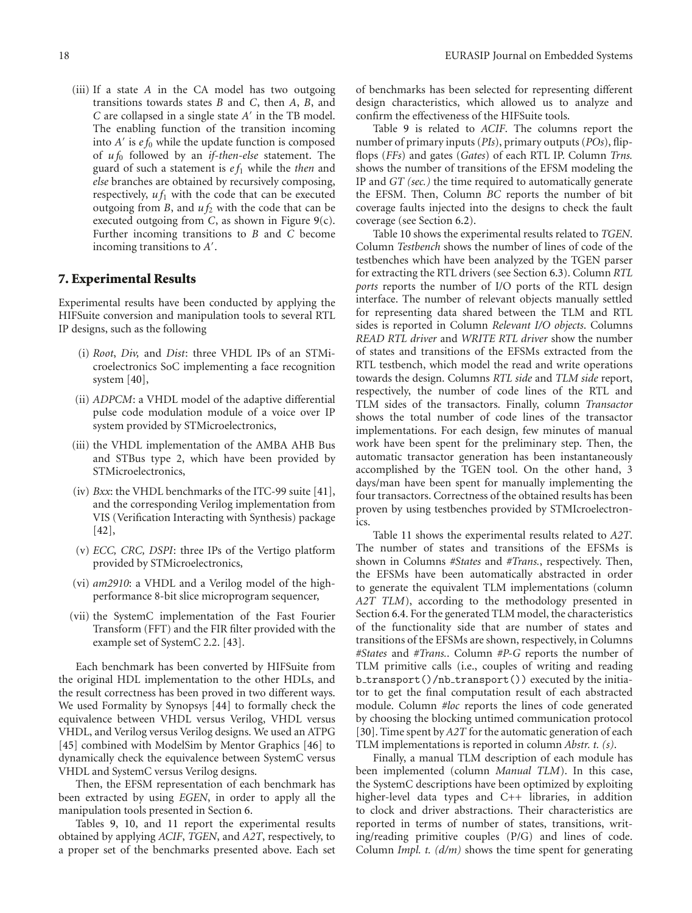(iii) If a state $A$ in the CA model has two outgoing transitions towards states $B$ and $C$, then $A$, $B$, and $C$ are collapsed in a single state $A'$ in the TB model. The enabling function of the transition incoming into $A'$ is $ef_0$ while the update function is composed of $uf_0$ followed by an *if-then-else* statement. The guard of such a statement is $ef_1$ while the *then* and *else* branches are obtained by recursively composing, respectively, $uf_1$ with the code that can be executed outgoing from $B$, and $uf_2$ with the code that can be executed outgoing from $C$, as shown in Figure 9(c). Further incoming transitions to $B$ and $C$ become incoming transitions to $A'$.

## 7. Experimental Results

Experimental results have been conducted by applying the HIFSuite conversion and manipulation tools to several RTL IP designs, such as the following

(i) *Root*, *Div,* and *Dist*: three VHDL IPs of an STMicroelectronics SoC implementing a face recognition system [40],

(ii) *ADPCM*: a VHDL model of the adaptive differential pulse code modulation module of a voice over IP system provided by STMicroelectronics,

(iii) the VHDL implementation of the AMBA AHB Bus and STBus type 2, which have been provided by STMicroelectronics,

(iv) *Bxx*: the VHDL benchmarks of the ITC-99 suite [41], and the corresponding Verilog implementation from VIS (Verification Interacting with Synthesis) package [42],

(v) *ECC, CRC, DSPI*: three IPs of the Vertigo platform provided by STMicroelectronics,

(vi) *am2910*: a VHDL and a Verilog model of the high-performance 8-bit slice microprogram sequencer,

(vii) the SystemC implementation of the Fast Fourier Transform (FFT) and the FIR filter provided with the example set of SystemC 2.2. [43].

Each benchmark has been converted by HIFSuite from the original HDL implementation to the other HDLs, and the result correctness has been proved in two different ways. We used Formality by Synopsys [44] to formally check the equivalence between VHDL versus Verilog, VHDL versus VHDL, and Verilog versus Verilog designs. We used an ATPG [45] combined with ModelSim by Mentor Graphics [46] to dynamically check the equivalence between SystemC versus VHDL and SystemC versus Verilog designs.

Then, the EFSM representation of each benchmark has been extracted by using *EGEN*, in order to apply all the manipulation tools presented in Section 6.

Tables 9, 10, and 11 report the experimental results obtained by applying *ACIF*, *TGEN*, and *A2T*, respectively, to a proper set of the benchmarks presented above. Each set of benchmarks has been selected for representing different design characteristics, which allowed us to analyze and confirm the effectiveness of the HIFSuite tools.

Table 9 is related to *ACIF*. The columns report the number of primary inputs (*PIs*), primary outputs (*POs*), flip-flops (*FFs*) and gates (*Gates*) of each RTL IP. Column *Trns.* shows the number of transitions of the EFSM modeling the IP and *GT (sec.)* the time required to automatically generate the EFSM. Then, Column *BC* reports the number of bit coverage faults injected into the designs to check the fault coverage (see Section 6.2).

Table 10 shows the experimental results related to *TGEN*. Column *Testbench* shows the number of lines of code of the testbenches which have been analyzed by the TGEN parser for extracting the RTL drivers (see Section 6.3). Column *RTL ports* reports the number of I/O ports of the RTL design interface. The number of relevant objects manually settled for representing data shared between the TLM and RTL sides is reported in Column *Relevant I/O objects*. Columns *READ RTL driver* and *WRITE RTL driver* show the number of states and transitions of the EFSMs extracted from the RTL testbench, which model the read and write operations towards the design. Columns *RTL side* and *TLM side* report, respectively, the number of code lines of the RTL and TLM sides of the transactors. Finally, column *Transactor* shows the total number of code lines of the transactor implementations. For each design, few minutes of manual work have been spent for the preliminary step. Then, the automatic transactor generation has been instantaneously accomplished by the TGEN tool. On the other hand, 3 days/man have been spent for manually implementing the four transactors. Correctness of the obtained results has been proven by using testbenches provided by STMIcroelectronics.

Table 11 shows the experimental results related to *A2T*. The number of states and transitions of the EFSMs is shown in Columns *#States* and *#Trans.*, respectively. Then, the EFSMs have been automatically abstracted in order to generate the equivalent TLM implementations (column *A2T TLM*), according to the methodology presented in Section 6.4. For the generated TLM model, the characteristics of the functionality side that are number of states and transitions of the EFSMs are shown, respectively, in Columns *#States* and *#Trans.*. Column *#P-G* reports the number of TLM primitive calls (i.e., couples of writing and reading b_transport()/nb_transport()) executed by the initiator to get the final computation result of each abstracted module. Column *#loc* reports the lines of code generated by choosing the blocking untimed communication protocol [30]. Time spent by *A2T* for the automatic generation of each TLM implementations is reported in column *Abstr. t. (s)*.

Finally, a manual TLM description of each module has been implemented (column *Manual TLM*). In this case, the SystemC descriptions have been optimized by exploiting higher-level data types and C++ libraries, in addition to clock and driver abstractions. Their characteristics are reported in terms of number of states, transitions, writing/reading primitive couples (P/G) and lines of code. Column *Impl. t. (d/m)* shows the time spent for generating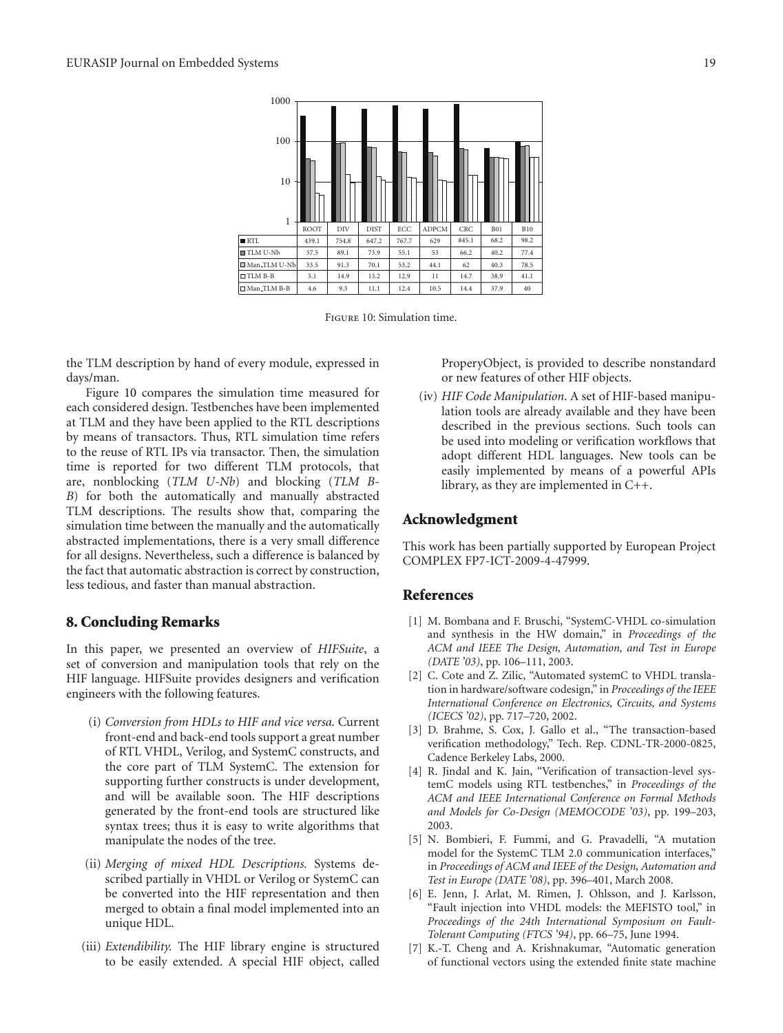| | ROOT | DIV | DIST | ECC | ADPCM | CRC | B01 | B10 |
|---|---|---|---|---|---|---|---|---|
| RTL | 439.1 | 754.8 | 647.2 | 767.7 | 629 | 845.1 | 68.2 | 98.2 |
| TLM U-Nb | 37.5 | 89.1 | 73.9 | 55.1 | 53 | 66.2 | 40.2 | 77.4 |
| Man_TLM U-Nb | 33.5 | 91.3 | 70.1 | 53.2 | 44.1 | 62 | 40.3 | 78.5 |
| TLM B-B | 5.1 | 14.9 | 13.2 | 12.9 | 11 | 14.7 | 38.9 | 41.1 |
| Man_TLM B-B | 4.6 | 9.3 | 11.1 | 12.4 | 10.5 | 14.4 | 37.9 | 40 |

Figure 10: Simulation time.

the TLM description by hand of every module, expressed in days/man.

Figure 10 compares the simulation time measured for each considered design. Testbenches have been implemented at TLM and they have been applied to the RTL descriptions by means of transactors. Thus, RTL simulation time refers to the reuse of RTL IPs via transactor. Then, the simulation time is reported for two different TLM protocols, that are, nonblocking (*TLM U-Nb*) and blocking (*TLM B-B*) for both the automatically and manually abstracted TLM descriptions. The results show that, comparing the simulation time between the manually and the automatically abstracted implementations, there is a very small difference for all designs. Nevertheless, such a difference is balanced by the fact that automatic abstraction is correct by construction, less tedious, and faster than manual abstraction.

## 8. Concluding Remarks

In this paper, we presented an overview of *HIFSuite*, a set of conversion and manipulation tools that rely on the HIF language. HIFSuite provides designers and verification engineers with the following features.

(i) *Conversion from HDLs to HIF and vice versa.* Current front-end and back-end tools support a great number of RTL VHDL, Verilog, and SystemC constructs, and the core part of TLM SystemC. The extension for supporting further constructs is under development, and will be available soon. The HIF descriptions generated by the front-end tools are structured like syntax trees; thus it is easy to write algorithms that manipulate the nodes of the tree.

(ii) *Merging of mixed HDL Descriptions.* Systems described partially in VHDL or Verilog or SystemC can be converted into the HIF representation and then merged to obtain a final model implemented into an unique HDL.

(iii) *Extendibility.* The HIF library engine is structured to be easily extended. A special HIF object, called ProperyObject, is provided to describe nonstandard or new features of other HIF objects.

(iv) *HIF Code Manipulation.* A set of HIF-based manipulation tools are already available and they have been described in the previous sections. Such tools can be used into modeling or verification workflows that adopt different HDL languages. New tools can be easily implemented by means of a powerful APIs library, as they are implemented in C++.

## Acknowledgment

This work has been partially supported by European Project COMPLEX FP7-ICT-2009-4-47999.

## References

[1] M. Bombana and F. Bruschi, "SystemC-VHDL co-simulation and synthesis in the HW domain," in *Proceedings of the ACM and IEEE The Design, Automation, and Test in Europe (DATE '03)*, pp. 106–111, 2003.

[2] C. Cote and Z. Zilic, "Automated systemC to VHDL translation in hardware/software codesign," in *Proceedings of the IEEE International Conference on Electronics, Circuits, and Systems (ICECS '02)*, pp. 717–720, 2002.

[3] D. Brahme, S. Cox, J. Gallo et al., "The transaction-based verification methodology," Tech. Rep. CDNL-TR-2000-0825, Cadence Berkeley Labs, 2000.

[4] R. Jindal and K. Jain, "Verification of transaction-level systemC models using RTL testbenches," in *Proceedings of the ACM and IEEE International Conference on Formal Methods and Models for Co-Design (MEMOCODE '03)*, pp. 199–203, 2003.

[5] N. Bombieri, F. Fummi, and G. Pravadelli, "A mutation model for the SystemC TLM 2.0 communication interfaces," in *Proceedings of ACM and IEEE of the Design, Automation and Test in Europe (DATE '08)*, pp. 396–401, March 2008.

[6] E. Jenn, J. Arlat, M. Rimen, J. Ohlsson, and J. Karlsson, "Fault injection into VHDL models: the MEFISTO tool," in *Proceedings of the 24th International Symposium on Fault-Tolerant Computing (FTCS '94)*, pp. 66–75, June 1994.

[7] K.-T. Cheng and A. Krishnakumar, "Automatic generation of functional vectors using the extended finite state machine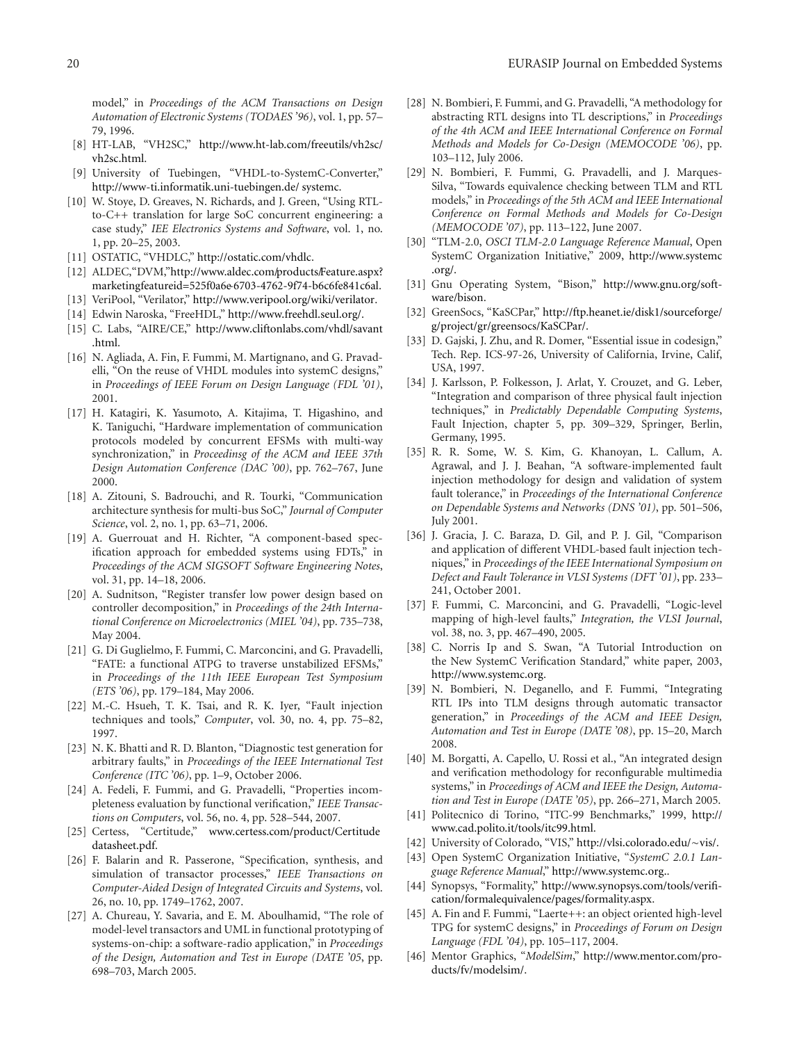model," in *Proceedings of the ACM Transactions on Design Automation of Electronic Systems (TODAES '96)*, vol. 1, pp. 57–79, 1996.

[8] HT-LAB, "VH2SC," http://www.ht-lab.com/freeutils/vh2sc/vh2sc.html.

[9] University of Tuebingen, "VHDL-to-SystemC-Converter," http://www-ti.informatik.uni-tuebingen.de/ systemc.

[10] W. Stoye, D. Greaves, N. Richards, and J. Green, "Using RTL-to-C++ translation for large SoC concurrent engineering: a case study," *IEE Electronics Systems and Software*, vol. 1, no. 1, pp. 20–25, 2003.

[11] OSTATIC, "VHDLC," http://ostatic.com/vhdlc.

[12] ALDEC, "DVM,"http://www.aldec.com/products/Feature.aspx?marketingfeatureid=525f0a6e-6703-4762-9f74-b6c6fe841c6al.

[13] VeriPool, "Verilator," http://www.veripool.org/wiki/verilator.

[14] Edwin Naroska, "FreeHDL," http://www.freehdl.seul.org/.

[15] C. Labs, "AIRE/CE," http://www.cliftonlabs.com/vhdl/savant.html.

[16] N. Agliada, A. Fin, F. Fummi, M. Martignano, and G. Pravadelli, "On the reuse of VHDL modules into systemC designs," in *Proceedings of IEEE Forum on Design Language (FDL '01)*, 2001.

[17] H. Katagiri, K. Yasumoto, A. Kitajima, T. Higashino, and K. Taniguchi, "Hardware implementation of communication protocols modeled by concurrent EFSMs with multi-way synchronization," in *Proceedinsg of the ACM and IEEE 37th Design Automation Conference (DAC '00)*, pp. 762–767, June 2000.

[18] A. Zitouni, S. Badrouchi, and R. Tourki, "Communication architecture synthesis for multi-bus SoC," *Journal of Computer Science*, vol. 2, no. 1, pp. 63–71, 2006.

[19] A. Guerrouat and H. Richter, "A component-based specification approach for embedded systems using FDTs," in *Proceedings of the ACM SIGSOFT Software Engineering Notes*, vol. 31, pp. 14–18, 2006.

[20] A. Sudnitson, "Register transfer low power design based on controller decomposition," in *Proceedings of the 24th International Conference on Microelectronics (MIEL '04)*, pp. 735–738, May 2004.

[21] G. Di Guglielmo, F. Fummi, C. Marconcini, and G. Pravadelli, "FATE: a functional ATPG to traverse unstabilized EFSMs," in *Proceedings of the 11th IEEE European Test Symposium (ETS '06)*, pp. 179–184, May 2006.

[22] M.-C. Hsueh, T. K. Tsai, and R. K. Iyer, "Fault injection techniques and tools," *Computer*, vol. 30, no. 4, pp. 75–82, 1997.

[23] N. K. Bhatti and R. D. Blanton, "Diagnostic test generation for arbitrary faults," in *Proceedings of the IEEE International Test Conference (ITC '06)*, pp. 1–9, October 2006.

[24] A. Fedeli, F. Fummi, and G. Pravadelli, "Properties incompleteness evaluation by functional verification," *IEEE Transactions on Computers*, vol. 56, no. 4, pp. 528–544, 2007.

[25] Certess, "Certitude," www.certess.com/product/Certitude datasheet.pdf.

[26] F. Balarin and R. Passerone, "Specification, synthesis, and simulation of transactor processes," *IEEE Transactions on Computer-Aided Design of Integrated Circuits and Systems*, vol. 26, no. 10, pp. 1749–1762, 2007.

[27] A. Chureau, Y. Savaria, and E. M. Aboulhamid, "The role of model-level transactors and UML in functional prototyping of systems-on-chip: a software-radio application," in *Proceedings of the Design, Automation and Test in Europe (DATE '05*, pp. 698–703, March 2005.

[28] N. Bombieri, F. Fummi, and G. Pravadelli, "A methodology for abstracting RTL designs into TL descriptions," in *Proceedings of the 4th ACM and IEEE International Conference on Formal Methods and Models for Co-Design (MEMOCODE '06)*, pp. 103–112, July 2006.

[29] N. Bombieri, F. Fummi, G. Pravadelli, and J. Marques-Silva, "Towards equivalence checking between TLM and RTL models," in *Proceedings of the 5th ACM and IEEE International Conference on Formal Methods and Models for Co-Design (MEMOCODE '07)*, pp. 113–122, June 2007.

[30] "TLM-2.0, *OSCI TLM-2.0 Language Reference Manual*, Open SystemC Organization Initiative," 2009, http://www.systemc.org/.

[31] Gnu Operating System, "Bison," http://www.gnu.org/software/bison.

[32] GreenSocs, "KaSCPar," http://ftp.heanet.ie/disk1/sourceforge/g/project/gr/greensocs/KaSCPar/.

[33] D. Gajski, J. Zhu, and R. Domer, "Essential issue in codesign," Tech. Rep. ICS-97-26, University of California, Irvine, Calif, USA, 1997.

[34] J. Karlsson, P. Folkesson, J. Arlat, Y. Crouzet, and G. Leber, "Integration and comparison of three physical fault injection techniques," in *Predictably Dependable Computing Systems*, Fault Injection, chapter 5, pp. 309–329, Springer, Berlin, Germany, 1995.

[35] R. R. Some, W. S. Kim, G. Khanoyan, L. Callum, A. Agrawal, and J. J. Beahan, "A software-implemented fault injection methodology for design and validation of system fault tolerance," in *Proceedings of the International Conference on Dependable Systems and Networks (DNS '01)*, pp. 501–506, July 2001.

[36] J. Gracia, J. C. Baraza, D. Gil, and P. J. Gil, "Comparison and application of different VHDL-based fault injection techniques," in *Proceedings of the IEEE International Symposium on Defect and Fault Tolerance in VLSI Systems (DFT '01)*, pp. 233–241, October 2001.

[37] F. Fummi, C. Marconcini, and G. Pravadelli, "Logic-level mapping of high-level faults," *Integration, the VLSI Journal*, vol. 38, no. 3, pp. 467–490, 2005.

[38] C. Norris Ip and S. Swan, "A Tutorial Introduction on the New SystemC Verification Standard," white paper, 2003, http://www.systemc.org.

[39] N. Bombieri, N. Deganello, and F. Fummi, "Integrating RTL IPs into TLM designs through automatic transactor generation," in *Proceedings of the ACM and IEEE Design, Automation and Test in Europe (DATE '08)*, pp. 15–20, March 2008.

[40] M. Borgatti, A. Capello, U. Rossi et al., "An integrated design and verification methodology for reconfigurable multimedia systems," in *Proceedings of ACM and IEEE the Design, Automation and Test in Europe (DATE '05)*, pp. 266–271, March 2005.

[41] Politecnico di Torino, "ITC-99 Benchmarks," 1999, http://www.cad.polito.it/tools/itc99.html.

[42] University of Colorado, "VIS," http://vlsi.colorado.edu/∼vis/.

[43] Open SystemC Organization Initiative, "*SystemC 2.0.1 Language Reference Manual*," http://www.systemc.org..

[44] Synopsys, "Formality," http://www.synopsys.com/tools/verification/formalequivalence/pages/formality.aspx.

[45] A. Fin and F. Fummi, "Laerte++: an object oriented high-level TPG for systemC designs," in *Proceedings of Forum on Design Language (FDL '04)*, pp. 105–117, 2004.

[46] Mentor Graphics, "*ModelSim*," http://www.mentor.com/products/fv/modelsim/.